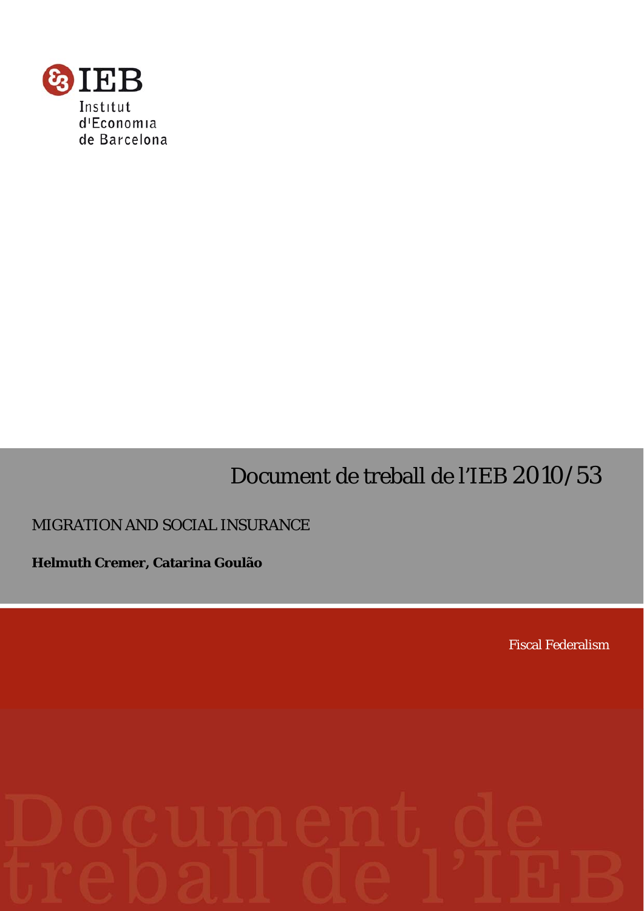Institut d'Economia de Barcelona

# Document de treball de l'IEB 2010/53

## MIGRATION AND SOCIAL INSURANCE

**Helmuth Cremer, Catarina Goulão**

Fiscal Federalism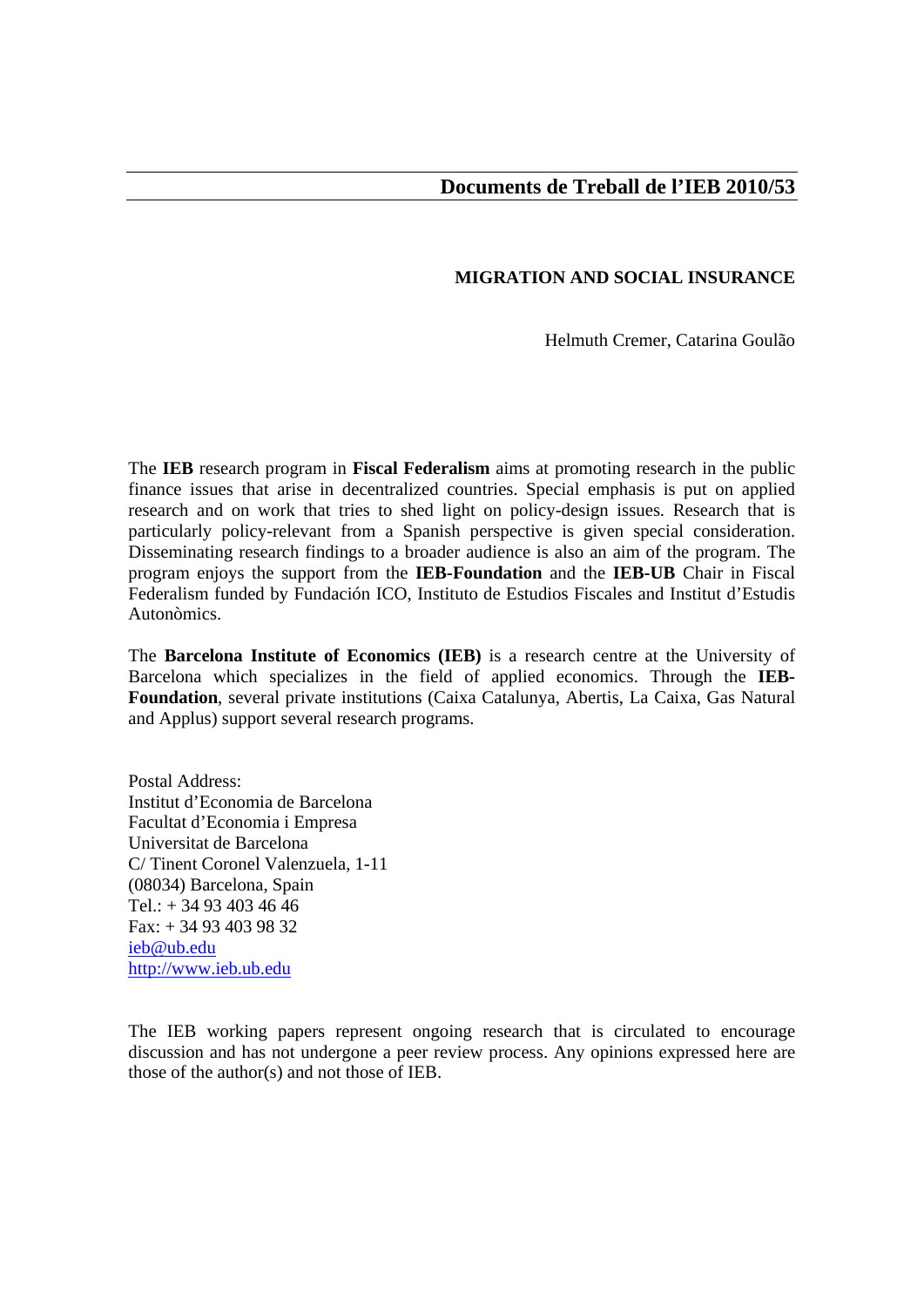# Documents de Treball de l'IEB 2010/53

## MIGRATION AND SOCIAL INSURANCE

Helmuth Cremer, Catarina Goulão

The **IEB** research program in **Fiscal Federalism** aims at promoting research in the public finance issues that arise in decentralized countries. Special emphasis is put on applied research and on work that tries to shed light on policy-design issues. Research that is particularly policy-relevant from a Spanish perspective is given special consideration. Disseminating research findings to a broader audience is also an aim of the program. The program enjoys the support from the **IEB-Foundation** and the **IEB-UB** Chair in Fiscal Federalism funded by Fundación ICO, Instituto de Estudios Fiscales and Institut d'Estudis Autonòmics.

The **Barcelona Institute of Economics (IEB)** is a research centre at the University of Barcelona which specializes in the field of applied economics. Through the **IEB-Foundation**, several private institutions (Caixa Catalunya, Abertis, La Caixa, Gas Natural and Applus) support several research programs.

Postal Address:
Institut d'Economia de Barcelona
Facultat d'Economia i Empresa
Universitat de Barcelona
C/ Tinent Coronel Valenzuela, 1-11
(08034) Barcelona, Spain
Tel.: + 34 93 403 46 46
Fax: + 34 93 403 98 32
ieb@ub.edu
http://www.ieb.ub.edu

The IEB working papers represent ongoing research that is circulated to encourage discussion and has not undergone a peer review process. Any opinions expressed here are those of the author(s) and not those of IEB.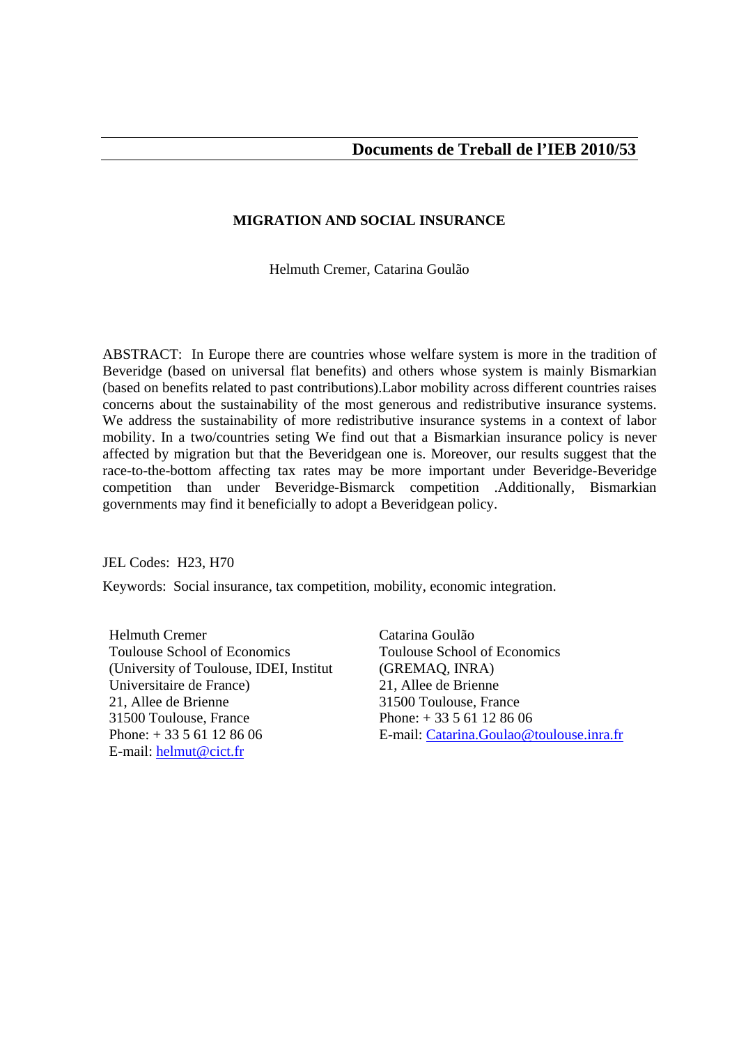# Documents de Treball de l'IEB 2010/53

## MIGRATION AND SOCIAL INSURANCE

Helmuth Cremer, Catarina Goulão

ABSTRACT: In Europe there are countries whose welfare system is more in the tradition of Beveridge (based on universal flat benefits) and others whose system is mainly Bismarkian (based on benefits related to past contributions).Labor mobility across different countries raises concerns about the sustainability of the most generous and redistributive insurance systems. We address the sustainability of more redistributive insurance systems in a context of labor mobility. In a two/countries seting We find out that a Bismarkian insurance policy is never affected by migration but that the Beveridgean one is. Moreover, our results suggest that the race-to-the-bottom affecting tax rates may be more important under Beveridge-Beveridge competition than under Beveridge-Bismarck competition .Additionally, Bismarkian governments may find it beneficially to adopt a Beveridgean policy.

JEL Codes: H23, H70

Keywords: Social insurance, tax competition, mobility, economic integration.

Helmuth Cremer
Toulouse School of Economics
(University of Toulouse, IDEI, Institut Universitaire de France)
21, Allee de Brienne
31500 Toulouse, France
Phone: + 33 5 61 12 86 06
E-mail: helmut@cict.fr

Catarina Goulão
Toulouse School of Economics
(GREMAQ, INRA)
21, Allee de Brienne
31500 Toulouse, France
Phone: + 33 5 61 12 86 06
E-mail: Catarina.Goulao@toulouse.inra.fr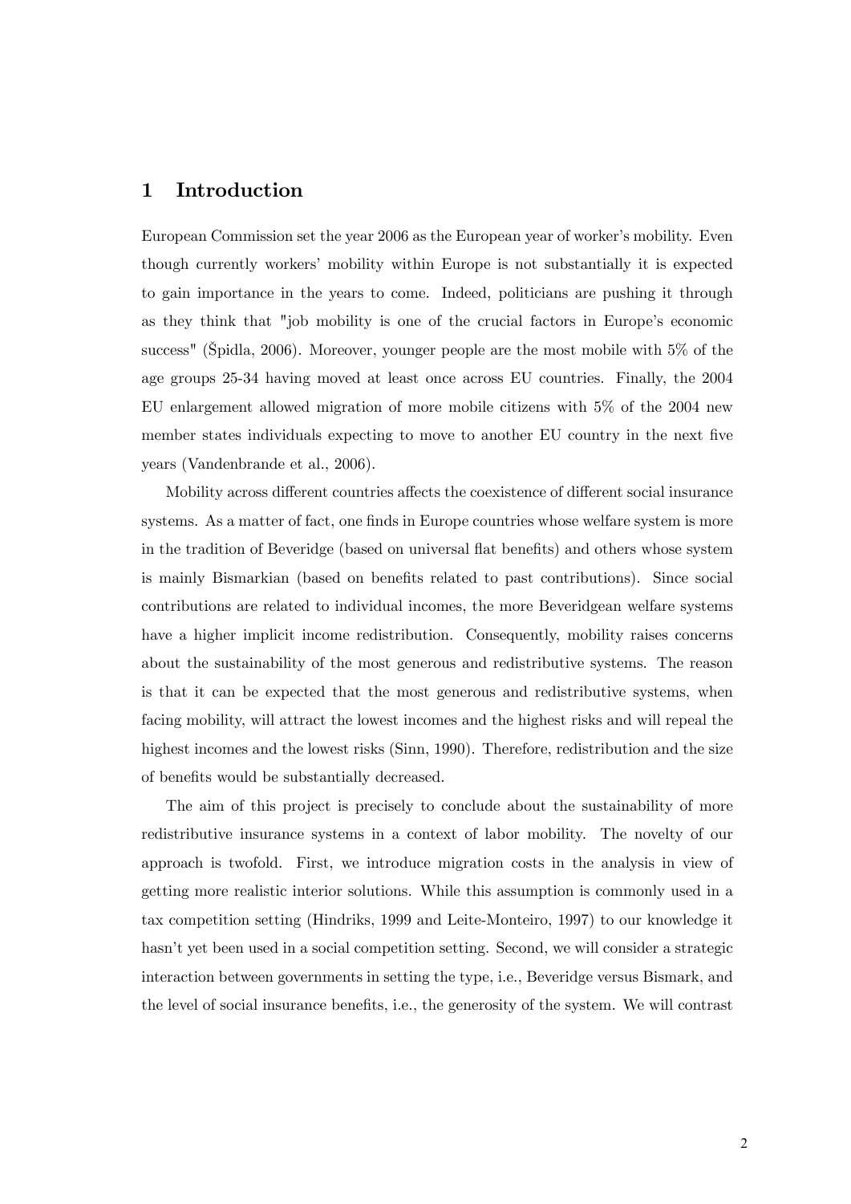# 1 Introduction

European Commission set the year 2006 as the European year of worker's mobility. Even though currently workers' mobility within Europe is not substantially it is expected to gain importance in the years to come. Indeed, politicians are pushing it through as they think that "job mobility is one of the crucial factors in Europe's economic success" (Špidla, 2006). Moreover, younger people are the most mobile with 5% of the age groups 25-34 having moved at least once across EU countries. Finally, the 2004 EU enlargement allowed migration of more mobile citizens with 5% of the 2004 new member states individuals expecting to move to another EU country in the next five years (Vandenbrande et al., 2006).

Mobility across different countries affects the coexistence of different social insurance systems. As a matter of fact, one finds in Europe countries whose welfare system is more in the tradition of Beveridge (based on universal flat benefits) and others whose system is mainly Bismarkian (based on benefits related to past contributions). Since social contributions are related to individual incomes, the more Beveridgean welfare systems have a higher implicit income redistribution. Consequently, mobility raises concerns about the sustainability of the most generous and redistributive systems. The reason is that it can be expected that the most generous and redistributive systems, when facing mobility, will attract the lowest incomes and the highest risks and will repeal the highest incomes and the lowest risks (Sinn, 1990). Therefore, redistribution and the size of benefits would be substantially decreased.

The aim of this project is precisely to conclude about the sustainability of more redistributive insurance systems in a context of labor mobility. The novelty of our approach is twofold. First, we introduce migration costs in the analysis in view of getting more realistic interior solutions. While this assumption is commonly used in a tax competition setting (Hindriks, 1999 and Leite-Monteiro, 1997) to our knowledge it hasn't yet been used in a social competition setting. Second, we will consider a strategic interaction between governments in setting the type, i.e., Beveridge versus Bismark, and the level of social insurance benefits, i.e., the generosity of the system. We will contrast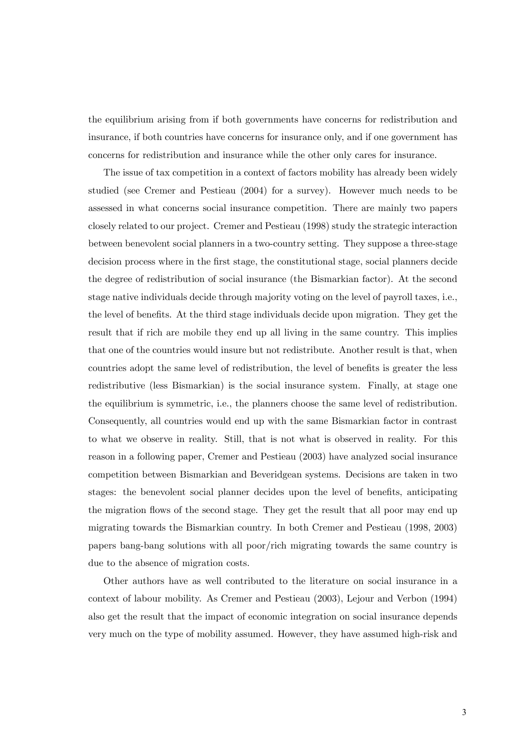the equilibrium arising from if both governments have concerns for redistribution and insurance, if both countries have concerns for insurance only, and if one government has concerns for redistribution and insurance while the other only cares for insurance.

The issue of tax competition in a context of factors mobility has already been widely studied (see Cremer and Pestieau (2004) for a survey). However much needs to be assessed in what concerns social insurance competition. There are mainly two papers closely related to our project. Cremer and Pestieau (1998) study the strategic interaction between benevolent social planners in a two-country setting. They suppose a three-stage decision process where in the first stage, the constitutional stage, social planners decide the degree of redistribution of social insurance (the Bismarkian factor). At the second stage native individuals decide through majority voting on the level of payroll taxes, i.e., the level of benefits. At the third stage individuals decide upon migration. They get the result that if rich are mobile they end up all living in the same country. This implies that one of the countries would insure but not redistribute. Another result is that, when countries adopt the same level of redistribution, the level of benefits is greater the less redistributive (less Bismarkian) is the social insurance system. Finally, at stage one the equilibrium is symmetric, i.e., the planners choose the same level of redistribution. Consequently, all countries would end up with the same Bismarkian factor in contrast to what we observe in reality. Still, that is not what is observed in reality. For this reason in a following paper, Cremer and Pestieau (2003) have analyzed social insurance competition between Bismarkian and Beveridgean systems. Decisions are taken in two stages: the benevolent social planner decides upon the level of benefits, anticipating the migration flows of the second stage. They get the result that all poor may end up migrating towards the Bismarkian country. In both Cremer and Pestieau (1998, 2003) papers bang-bang solutions with all poor/rich migrating towards the same country is due to the absence of migration costs.

Other authors have as well contributed to the literature on social insurance in a context of labour mobility. As Cremer and Pestieau (2003), Lejour and Verbon (1994) also get the result that the impact of economic integration on social insurance depends very much on the type of mobility assumed. However, they have assumed high-risk and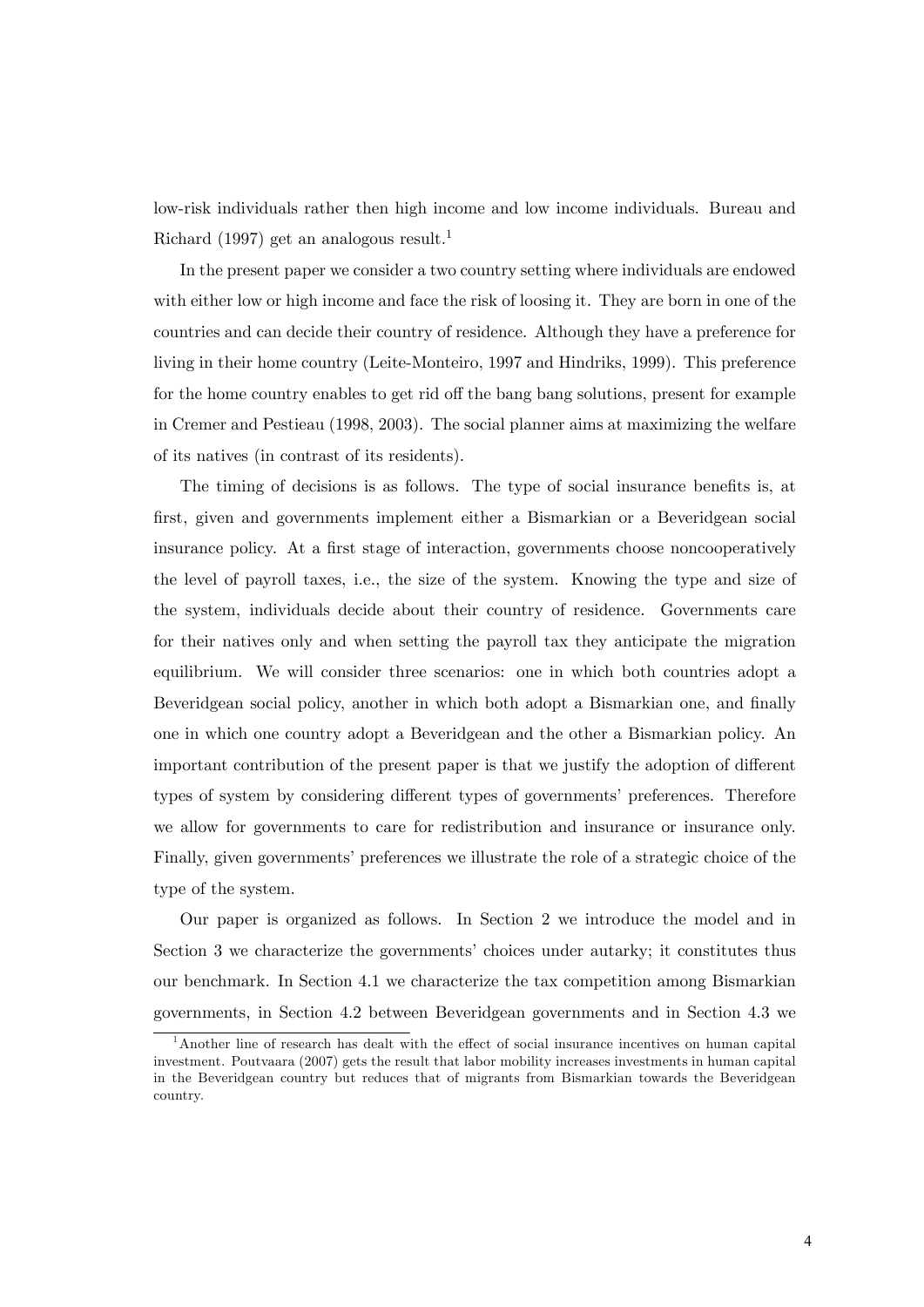low-risk individuals rather then high income and low income individuals. Bureau and Richard (1997) get an analogous result.[1]

In the present paper we consider a two country setting where individuals are endowed with either low or high income and face the risk of loosing it. They are born in one of the countries and can decide their country of residence. Although they have a preference for living in their home country (Leite-Monteiro, 1997 and Hindriks, 1999). This preference for the home country enables to get rid off the bang bang solutions, present for example in Cremer and Pestieau (1998, 2003). The social planner aims at maximizing the welfare of its natives (in contrast of its residents).

The timing of decisions is as follows. The type of social insurance benefits is, at first, given and governments implement either a Bismarkian or a Beveridgean social insurance policy. At a first stage of interaction, governments choose noncooperatively the level of payroll taxes, i.e., the size of the system. Knowing the type and size of the system, individuals decide about their country of residence. Governments care for their natives only and when setting the payroll tax they anticipate the migration equilibrium. We will consider three scenarios: one in which both countries adopt a Beveridgean social policy, another in which both adopt a Bismarkian one, and finally one in which one country adopt a Beveridgean and the other a Bismarkian policy. An important contribution of the present paper is that we justify the adoption of different types of system by considering different types of governments' preferences. Therefore we allow for governments to care for redistribution and insurance or insurance only. Finally, given governments' preferences we illustrate the role of a strategic choice of the type of the system.

Our paper is organized as follows. In Section 2 we introduce the model and in Section 3 we characterize the governments' choices under autarky; it constitutes thus our benchmark. In Section 4.1 we characterize the tax competition among Bismarkian governments, in Section 4.2 between Beveridgean governments and in Section 4.3 we

[1] Another line of research has dealt with the effect of social insurance incentives on human capital investment. Poutvaara (2007) gets the result that labor mobility increases investments in human capital in the Beveridgean country but reduces that of migrants from Bismarkian towards the Beveridgean country.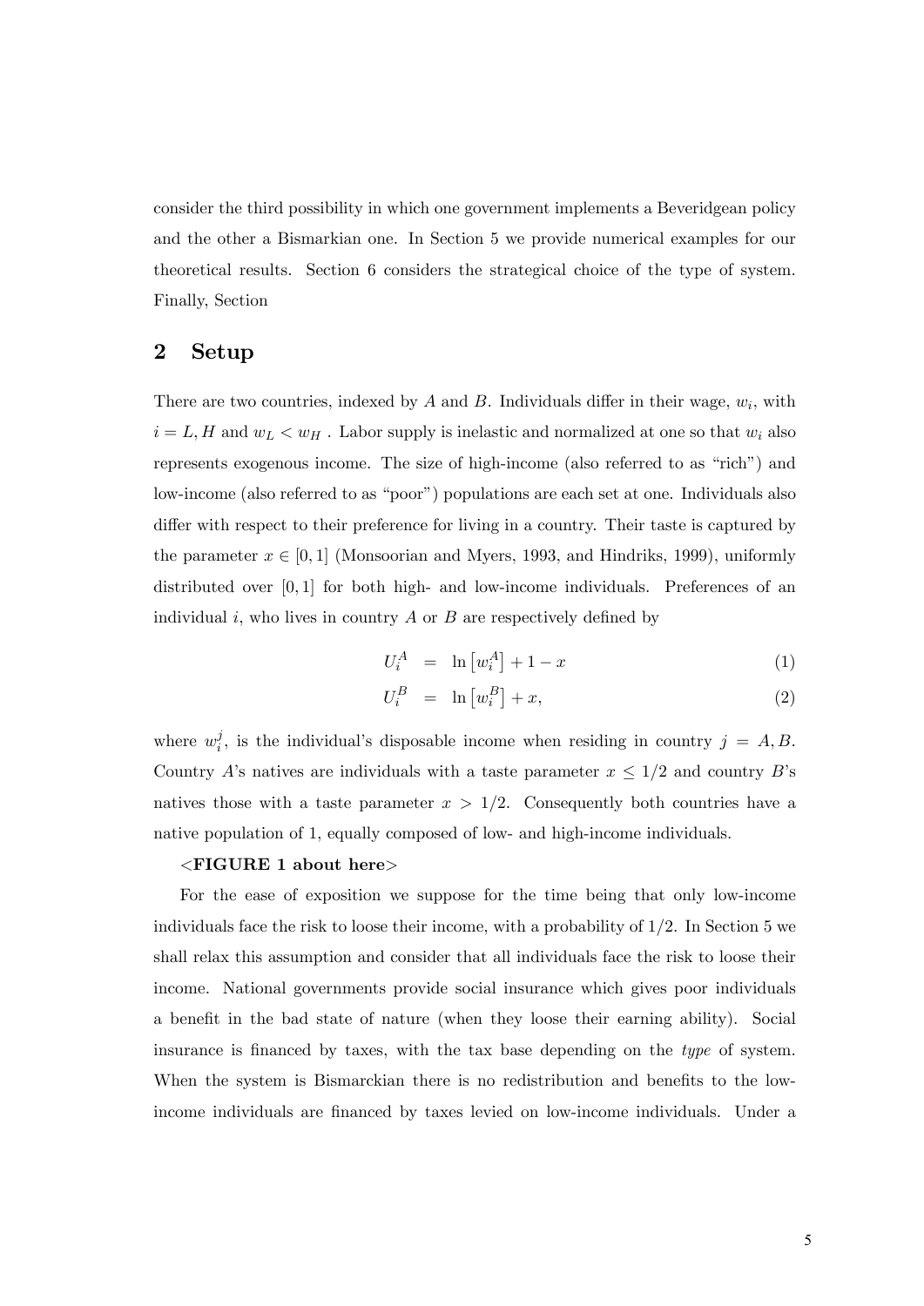consider the third possibility in which one government implements a Beveridgean policy and the other a Bismarkian one. In Section 5 we provide numerical examples for our theoretical results. Section 6 considers the strategical choice of the type of system. Finally, Section

## 2 Setup

There are two countries, indexed by $A$ and $B$. Individuals differ in their wage, $w_i$, with $i = L, H$ and $w_L < w_H$ . Labor supply is inelastic and normalized at one so that $w_i$ also represents exogenous income. The size of high-income (also referred to as "rich") and low-income (also referred to as "poor") populations are each set at one. Individuals also differ with respect to their preference for living in a country. Their taste is captured by the parameter $x \in [0, 1]$ (Monsoorian and Myers, 1993, and Hindriks, 1999), uniformly distributed over $[0, 1]$ for both high- and low-income individuals. Preferences of an individual $i$, who lives in country $A$ or $B$ are respectively defined by

$$U_i^A = \ln \left[w_i^A\right] + 1 - x \tag{1}$$

$$U_i^B = \ln \left[w_i^B\right] + x, \tag{2}$$

where $w_i^j$, is the individual's disposable income when residing in country $j = A, B$. Country $A$'s natives are individuals with a taste parameter $x \leq 1/2$ and country $B$'s natives those with a taste parameter $x > 1/2$. Consequently both countries have a native population of 1, equally composed of low- and high-income individuals.

**<FIGURE 1 about here>**

For the ease of exposition we suppose for the time being that only low-income individuals face the risk to loose their income, with a probability of $1/2$. In Section 5 we shall relax this assumption and consider that all individuals face the risk to loose their income. National governments provide social insurance which gives poor individuals a benefit in the bad state of nature (when they loose their earning ability). Social insurance is financed by taxes, with the tax base depending on the *type* of system. When the system is Bismarckian there is no redistribution and benefits to the low-income individuals are financed by taxes levied on low-income individuals. Under a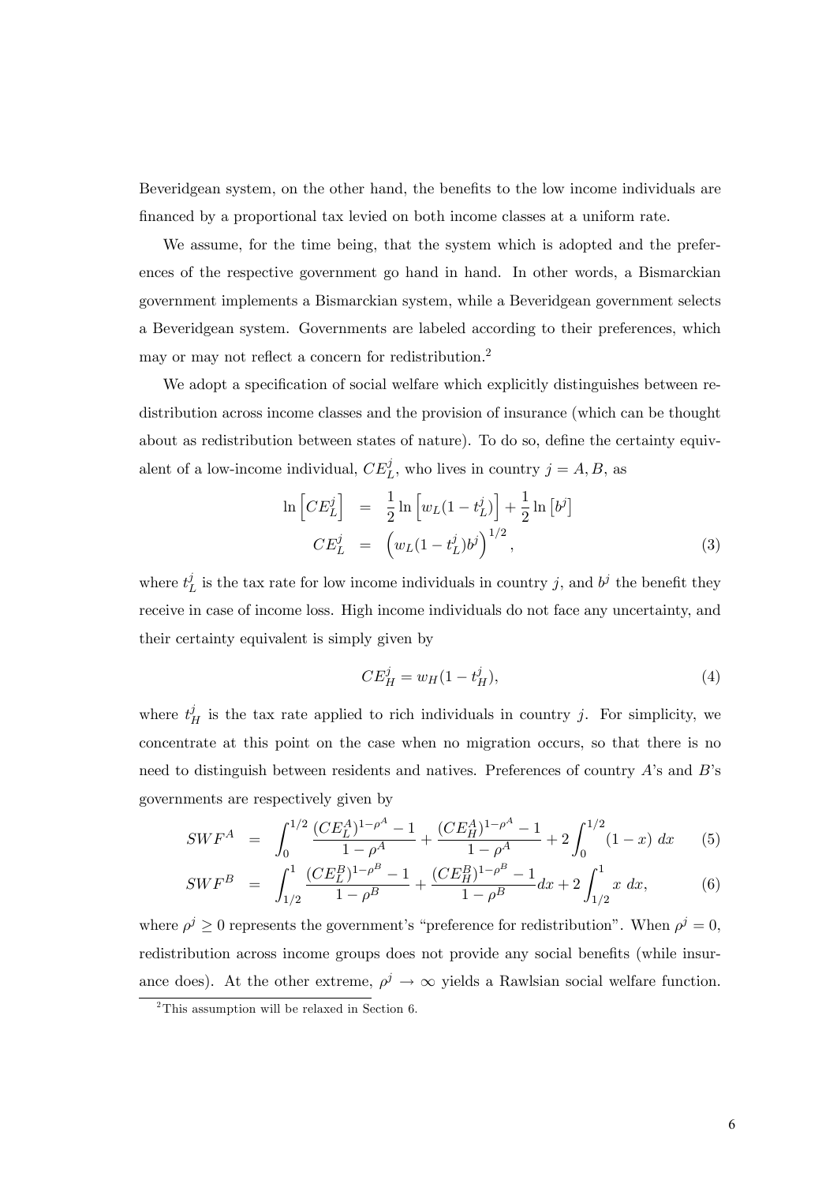Beveridgean system, on the other hand, the benefits to the low income individuals are financed by a proportional tax levied on both income classes at a uniform rate.

We assume, for the time being, that the system which is adopted and the preferences of the respective government go hand in hand. In other words, a Bismarckian government implements a Bismarckian system, while a Beveridgean government selects a Beveridgean system. Governments are labeled according to their preferences, which may or may not reflect a concern for redistribution.[2]

We adopt a specification of social welfare which explicitly distinguishes between redistribution across income classes and the provision of insurance (which can be thought about as redistribution between states of nature). To do so, define the certainty equivalent of a low-income individual, $CE_L^j$, who lives in country $j = A, B$, as

$$
\begin{aligned}
\ln\left[CE_L^j\right] &= \frac{1}{2}\ln\left[w_L(1-t_L^j)\right] + \frac{1}{2}\ln\left[b^j\right] \\
CE_L^j &= \left(w_L(1-t_L^j)b^j\right)^{1/2}, \qquad (3)
\end{aligned}
$$

where $t_L^j$ is the tax rate for low income individuals in country $j$, and $b^j$ the benefit they receive in case of income loss. High income individuals do not face any uncertainty, and their certainty equivalent is simply given by

$$
CE_H^j = w_H(1-t_H^j), \qquad (4)
$$

where $t_H^j$ is the tax rate applied to rich individuals in country $j$. For simplicity, we concentrate at this point on the case when no migration occurs, so that there is no need to distinguish between residents and natives. Preferences of country $A$'s and $B$'s governments are respectively given by

$$
\begin{aligned}
SWF^A &= \int_0^{1/2} \frac{(CE_L^A)^{1-\rho^A}-1}{1-\rho^A} + \frac{(CE_H^A)^{1-\rho^A}-1}{1-\rho^A} + 2\int_0^{1/2}(1-x)\ dx \qquad (5)\\
SWF^B &= \int_{1/2}^{1} \frac{(CE_L^B)^{1-\rho^B}-1}{1-\rho^B} + \frac{(CE_H^B)^{1-\rho^B}-1}{1-\rho^B}dx + 2\int_{1/2}^{1} x\ dx, \qquad (6)
\end{aligned}
$$

where $\rho^j \geq 0$ represents the government's "preference for redistribution". When $\rho^j = 0$, redistribution across income groups does not provide any social benefits (while insurance does). At the other extreme, $\rho^j \to \infty$ yields a Rawlsian social welfare function.

[2] This assumption will be relaxed in Section 6.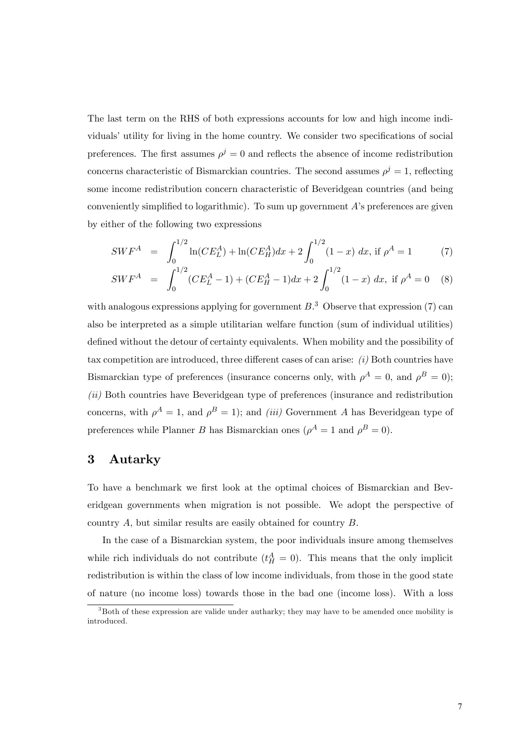The last term on the RHS of both expressions accounts for low and high income individuals' utility for living in the home country. We consider two specifications of social preferences. The first assumes $\rho^j = 0$ and reflects the absence of income redistribution concerns characteristic of Bismarckian countries. The second assumes $\rho^j = 1$, reflecting some income redistribution concern characteristic of Beveridgean countries (and being conveniently simplified to logarithmic). To sum up government $A$'s preferences are given by either of the following two expressions

$$SWF^A = \int_0^{1/2} \ln(CE_L^A) + \ln(CE_H^A) dx + 2\int_0^{1/2} (1-x)\ dx, \text{ if } \rho^A = 1 \quad (7)$$

$$SWF^A = \int_0^{1/2} (CE_L^A - 1) + (CE_H^A - 1) dx + 2\int_0^{1/2} (1-x)\ dx, \text{ if } \rho^A = 0 \quad (8)$$

with analogous expressions applying for government $B$.[3] Observe that expression (7) can also be interpreted as a simple utilitarian welfare function (sum of individual utilities) defined without the detour of certainty equivalents. When mobility and the possibility of tax competition are introduced, three different cases of can arise: *(i)* Both countries have Bismarckian type of preferences (insurance concerns only, with $\rho^A = 0$, and $\rho^B = 0$); *(ii)* Both countries have Beveridgean type of preferences (insurance and redistribution concerns, with $\rho^A = 1$, and $\rho^B = 1$); and *(iii)* Government $A$ has Beveridgean type of preferences while Planner $B$ has Bismarckian ones ($\rho^A = 1$ and $\rho^B = 0$).

## 3 Autarky

To have a benchmark we first look at the optimal choices of Bismarckian and Beveridgean governments when migration is not possible. We adopt the perspective of country $A$, but similar results are easily obtained for country $B$.

In the case of a Bismarckian system, the poor individuals insure among themselves while rich individuals do not contribute ($t_H^A = 0$). This means that the only implicit redistribution is within the class of low income individuals, from those in the good state of nature (no income loss) towards those in the bad one (income loss). With a loss

[3] Both of these expression are valide under autharky; they may have to be amended once mobility is introduced.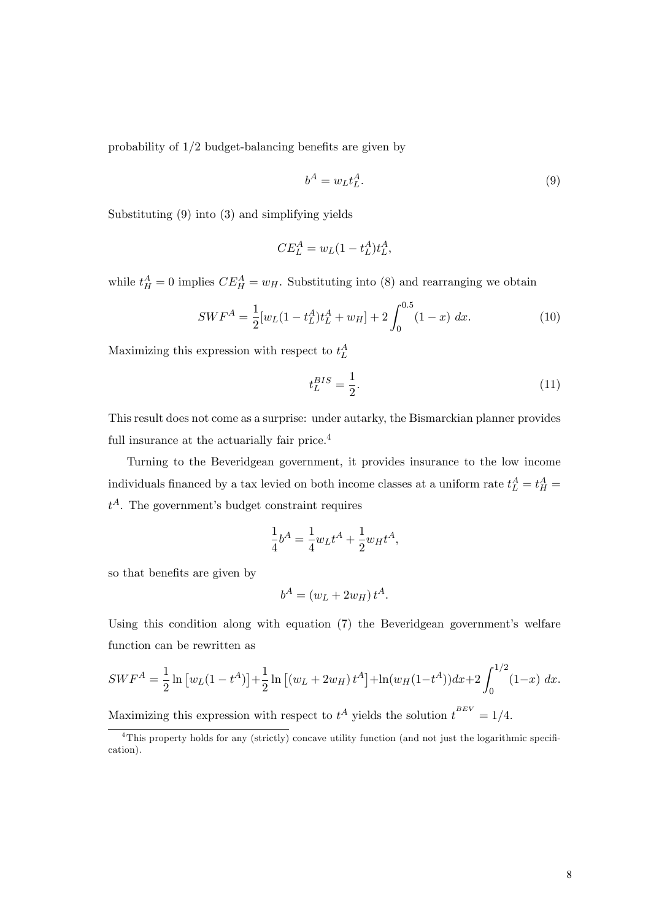probability of 1/2 budget-balancing benefits are given by

$$b^A = w_L t_L^A. \tag{9}$$

Substituting (9) into (3) and simplifying yields

$$CE_L^A = w_L(1 - t_L^A)t_L^A,$$

while $t_H^A = 0$ implies $CE_H^A = w_H$. Substituting into (8) and rearranging we obtain

$$SWF^A = \frac{1}{2}[w_L(1 - t_L^A)t_L^A + w_H] + 2\int_0^{0.5} (1 - x)\ dx. \tag{10}$$

Maximizing this expression with respect to $t_L^A$

$$t_L^{BIS} = \frac{1}{2}. \tag{11}$$

This result does not come as a surprise: under autarky, the Bismarckian planner provides full insurance at the actuarially fair price.[4]

Turning to the Beveridgean government, it provides insurance to the low income individuals financed by a tax levied on both income classes at a uniform rate $t_L^A = t_H^A = t^A$. The government's budget constraint requires

$$\frac{1}{4}b^A = \frac{1}{4}w_L t^A + \frac{1}{2}w_H t^A,$$

so that benefits are given by

$$b^A = (w_L + 2w_H)\, t^A.$$

Using this condition along with equation (7) the Beveridgean government's welfare function can be rewritten as

$$SWF^A = \frac{1}{2}\ln\left[w_L(1 - t^A)\right] + \frac{1}{2}\ln\left[(w_L + 2w_H)\, t^A\right] + \ln(w_H(1 - t^A))dx + 2\int_0^{1/2} (1 - x)\ dx.$$

Maximizing this expression with respect to $t^A$ yields the solution $t^{BEV} = 1/4$.

[4] This property holds for any (strictly) concave utility function (and not just the logarithmic specification).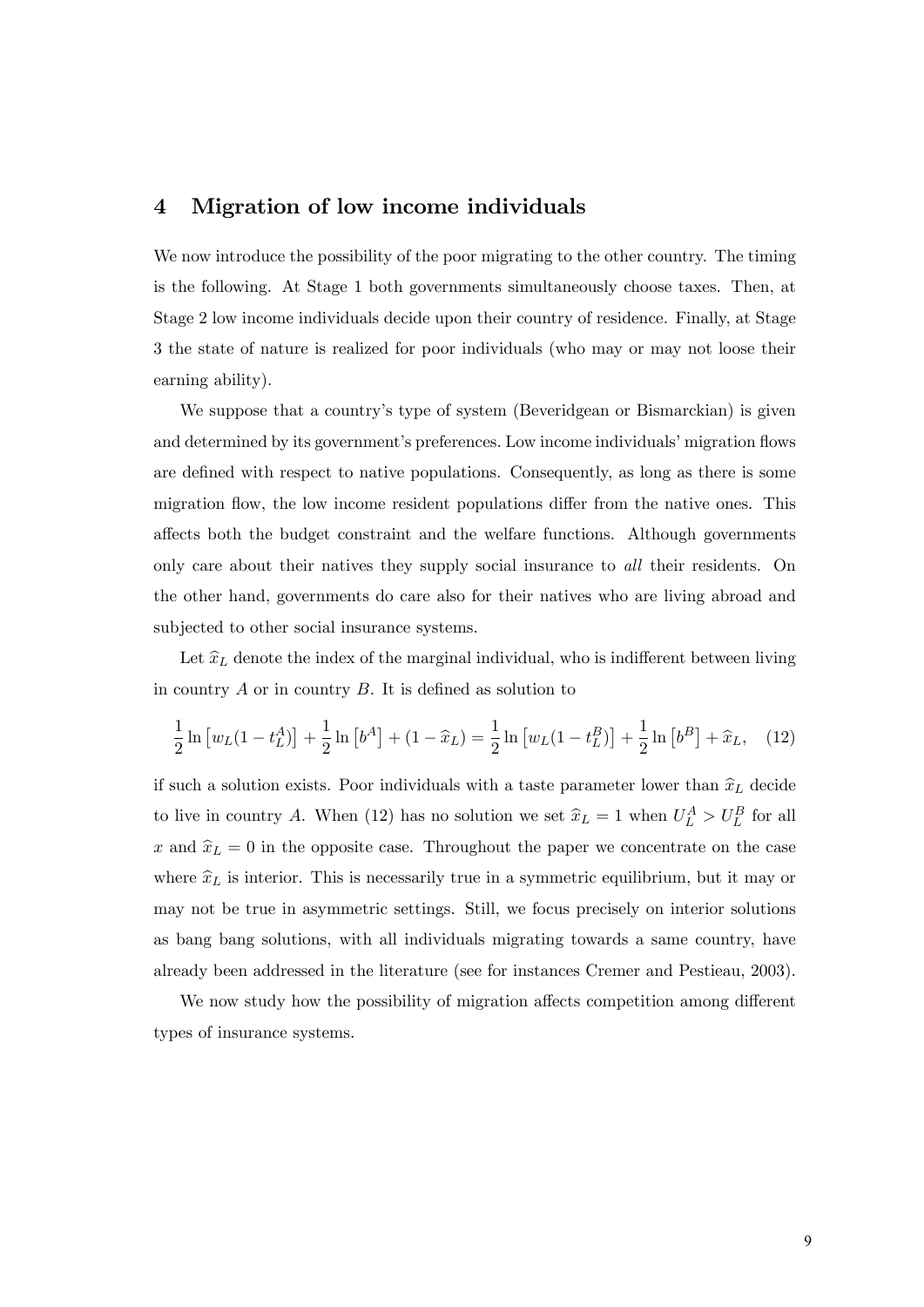## 4 Migration of low income individuals

We now introduce the possibility of the poor migrating to the other country. The timing is the following. At Stage 1 both governments simultaneously choose taxes. Then, at Stage 2 low income individuals decide upon their country of residence. Finally, at Stage 3 the state of nature is realized for poor individuals (who may or may not loose their earning ability).

We suppose that a country's type of system (Beveridgean or Bismarckian) is given and determined by its government's preferences. Low income individuals' migration flows are defined with respect to native populations. Consequently, as long as there is some migration flow, the low income resident populations differ from the native ones. This affects both the budget constraint and the welfare functions. Although governments only care about their natives they supply social insurance to *all* their residents. On the other hand, governments do care also for their natives who are living abroad and subjected to other social insurance systems.

Let $\widehat{x}_L$ denote the index of the marginal individual, who is indifferent between living in country $A$ or in country $B$. It is defined as solution to

$$\frac{1}{2}\ln\left[w_L(1-t_L^A)\right]+\frac{1}{2}\ln\left[b^A\right]+(1-\widehat{x}_L)=\frac{1}{2}\ln\left[w_L(1-t_L^B)\right]+\frac{1}{2}\ln\left[b^B\right]+\widehat{x}_L, \quad (12)$$

if such a solution exists. Poor individuals with a taste parameter lower than $\widehat{x}_L$ decide to live in country $A$. When (12) has no solution we set $\widehat{x}_L = 1$ when $U_L^A > U_L^B$ for all $x$ and $\widehat{x}_L = 0$ in the opposite case. Throughout the paper we concentrate on the case where $\widehat{x}_L$ is interior. This is necessarily true in a symmetric equilibrium, but it may or may not be true in asymmetric settings. Still, we focus precisely on interior solutions as bang bang solutions, with all individuals migrating towards a same country, have already been addressed in the literature (see for instances Cremer and Pestieau, 2003).

We now study how the possibility of migration affects competition among different types of insurance systems.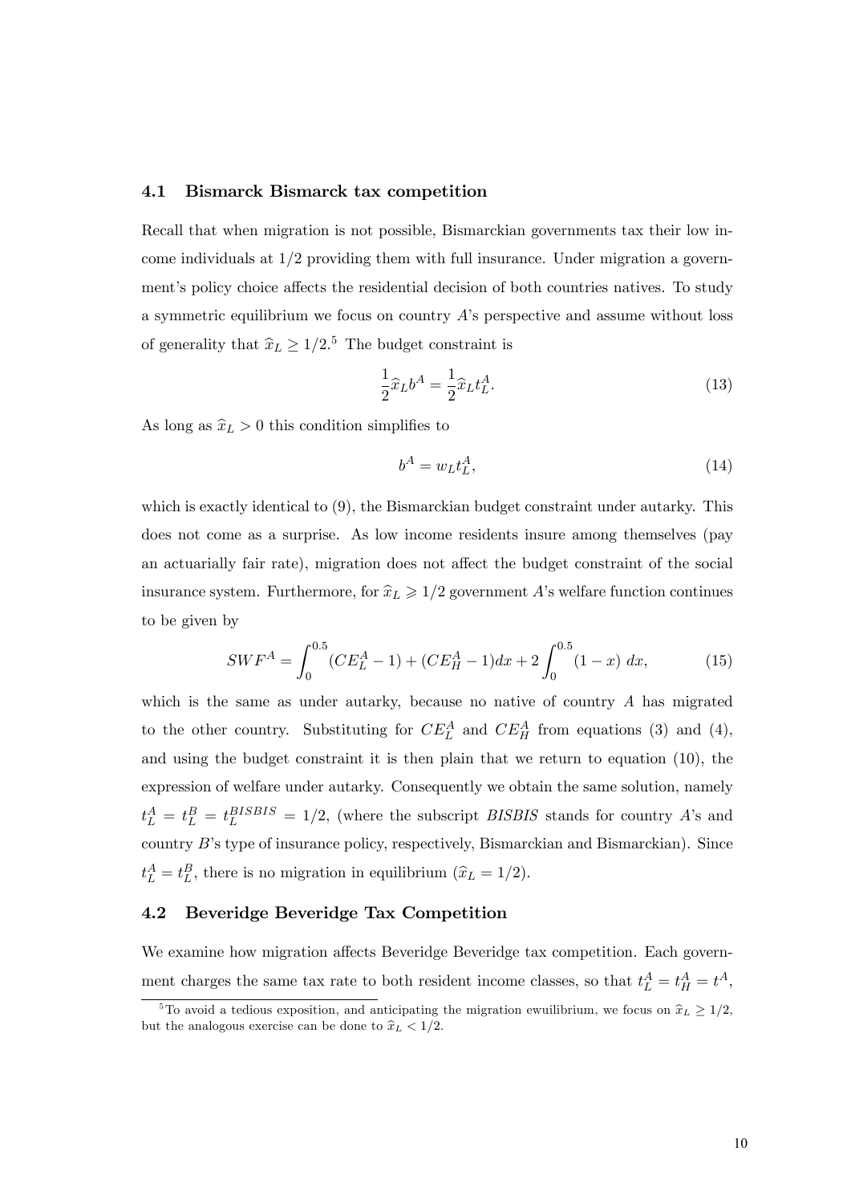### 4.1 Bismarck Bismarck tax competition

Recall that when migration is not possible, Bismarckian governments tax their low income individuals at 1/2 providing them with full insurance. Under migration a government's policy choice affects the residential decision of both countries natives. To study a symmetric equilibrium we focus on country $A$'s perspective and assume without loss of generality that $\widehat{x}_L \geq 1/2$.[5] The budget constraint is

$$\frac{1}{2}\widehat{x}_L b^A = \frac{1}{2}\widehat{x}_L t_L^A. \tag{13}$$

As long as $\widehat{x}_L > 0$ this condition simplifies to

$$b^A = w_L t_L^A, \tag{14}$$

which is exactly identical to (9), the Bismarckian budget constraint under autarky. This does not come as a surprise. As low income residents insure among themselves (pay an actuarially fair rate), migration does not affect the budget constraint of the social insurance system. Furthermore, for $\widehat{x}_L \geqslant 1/2$ government $A$'s welfare function continues to be given by

$$SWF^A = \int_0^{0.5} (CE_L^A - 1) + (CE_H^A - 1)dx + 2\int_0^{0.5} (1-x)\ dx, \tag{15}$$

which is the same as under autarky, because no native of country $A$ has migrated to the other country. Substituting for $CE_L^A$ and $CE_H^A$ from equations (3) and (4), and using the budget constraint it is then plain that we return to equation (10), the expression of welfare under autarky. Consequently we obtain the same solution, namely $t_L^A = t_L^B = t_L^{BISBIS} = 1/2$, (where the subscript *BISBIS* stands for country $A$'s and country $B$'s type of insurance policy, respectively, Bismarckian and Bismarckian). Since $t_L^A = t_L^B$, there is no migration in equilibrium ($\widehat{x}_L = 1/2$).

### 4.2 Beveridge Beveridge Tax Competition

We examine how migration affects Beveridge Beveridge tax competition. Each government charges the same tax rate to both resident income classes, so that $t_L^A = t_H^A = t^A$,

[5] To avoid a tedious exposition, and anticipating the migration ewuilibrium, we focus on $\widehat{x}_L \geq 1/2$, but the analogous exercise can be done to $\widehat{x}_L < 1/2$.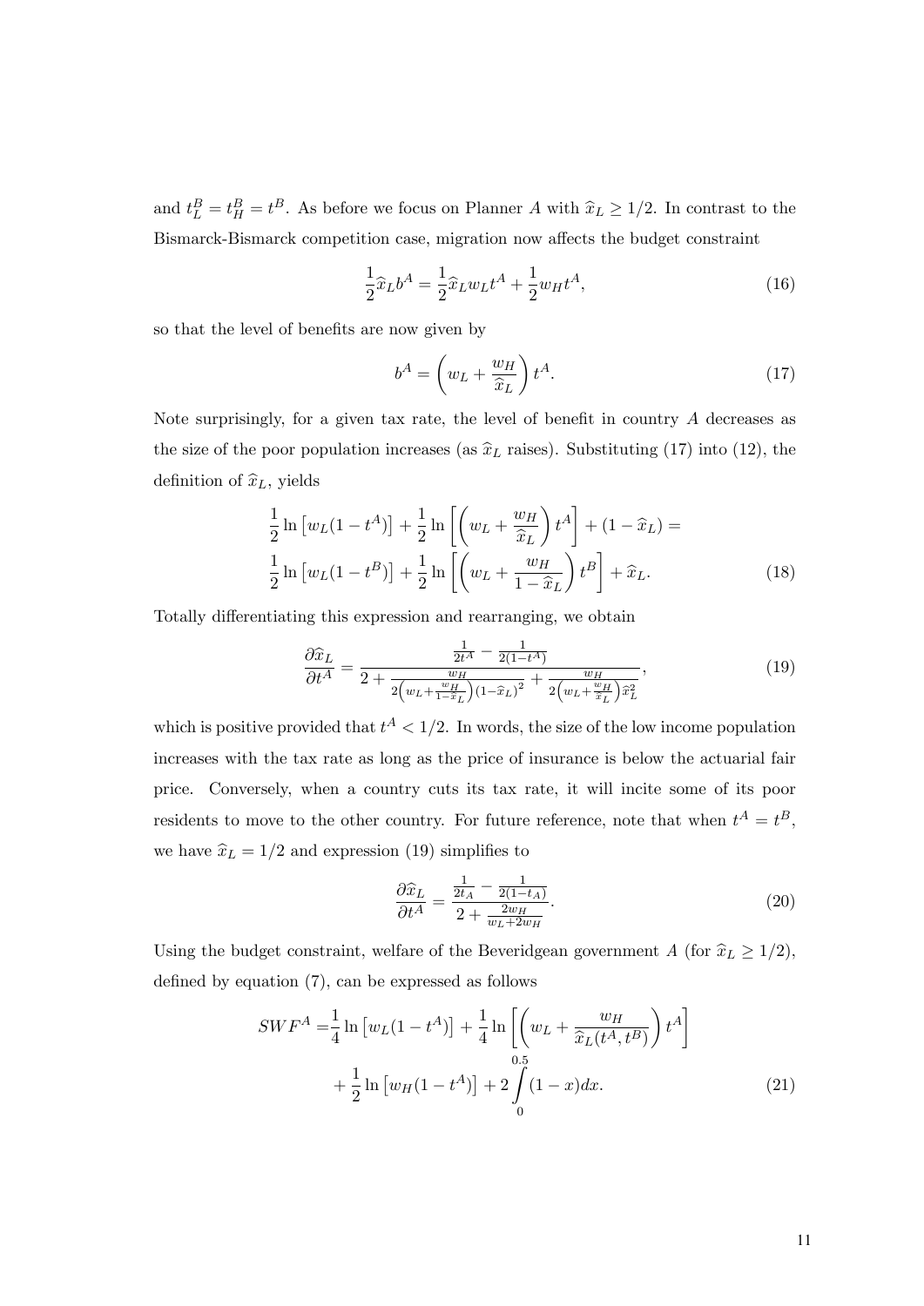and $t_L^B = t_H^B = t^B$. As before we focus on Planner $A$ with $\widehat{x}_L \geq 1/2$. In contrast to the Bismarck-Bismarck competition case, migration now affects the budget constraint

$$\frac{1}{2}\widehat{x}_L b^A = \frac{1}{2}\widehat{x}_L w_L t^A + \frac{1}{2} w_H t^A, \tag{16}$$

so that the level of benefits are now given by

$$b^A = \left( w_L + \frac{w_H}{\widehat{x}_L} \right) t^A. \tag{17}$$

Note surprisingly, for a given tax rate, the level of benefit in country $A$ decreases as the size of the poor population increases (as $\widehat{x}_L$ raises). Substituting (17) into (12), the definition of $\widehat{x}_L$, yields

$$\begin{aligned}
&\frac{1}{2}\ln\left[w_L(1-t^A)\right] + \frac{1}{2}\ln\left[\left(w_L + \frac{w_H}{\widehat{x}_L}\right)t^A\right] + (1-\widehat{x}_L) = \\
&\frac{1}{2}\ln\left[w_L(1-t^B)\right] + \frac{1}{2}\ln\left[\left(w_L + \frac{w_H}{1-\widehat{x}_L}\right)t^B\right] + \widehat{x}_L.
\end{aligned} \tag{18}$$

Totally differentiating this expression and rearranging, we obtain

$$\frac{\partial \widehat{x}_L}{\partial t^A} = \frac{\frac{1}{2t^A} - \frac{1}{2(1-t^A)}}{2 + \frac{w_H}{2\left(w_L + \frac{w_H}{1-\widehat{x}_L}\right)(1-\widehat{x}_L)^2} + \frac{w_H}{2\left(w_L + \frac{w_H}{\widehat{x}_L}\right)\widehat{x}_L^2}}, \tag{19}$$

which is positive provided that $t^A < 1/2$. In words, the size of the low income population increases with the tax rate as long as the price of insurance is below the actuarial fair price. Conversely, when a country cuts its tax rate, it will incite some of its poor residents to move to the other country. For future reference, note that when $t^A = t^B$, we have $\widehat{x}_L = 1/2$ and expression (19) simplifies to

$$\frac{\partial \widehat{x}_L}{\partial t^A} = \frac{\frac{1}{2t_A} - \frac{1}{2(1-t_A)}}{2 + \frac{2w_H}{w_L + 2w_H}}. \tag{20}$$

Using the budget constraint, welfare of the Beveridgean government $A$ (for $\widehat{x}_L \geq 1/2$), defined by equation (7), can be expressed as follows

$$\begin{aligned}
SWF^A =& \frac{1}{4}\ln\left[w_L(1-t^A)\right] + \frac{1}{4}\ln\left[\left(w_L + \frac{w_H}{\widehat{x}_L(t^A,t^B)}\right)t^A\right] \\
&+ \frac{1}{2}\ln\left[w_H(1-t^A)\right] + 2\int_0^{0.5}(1-x)dx.
\end{aligned} \tag{21}$$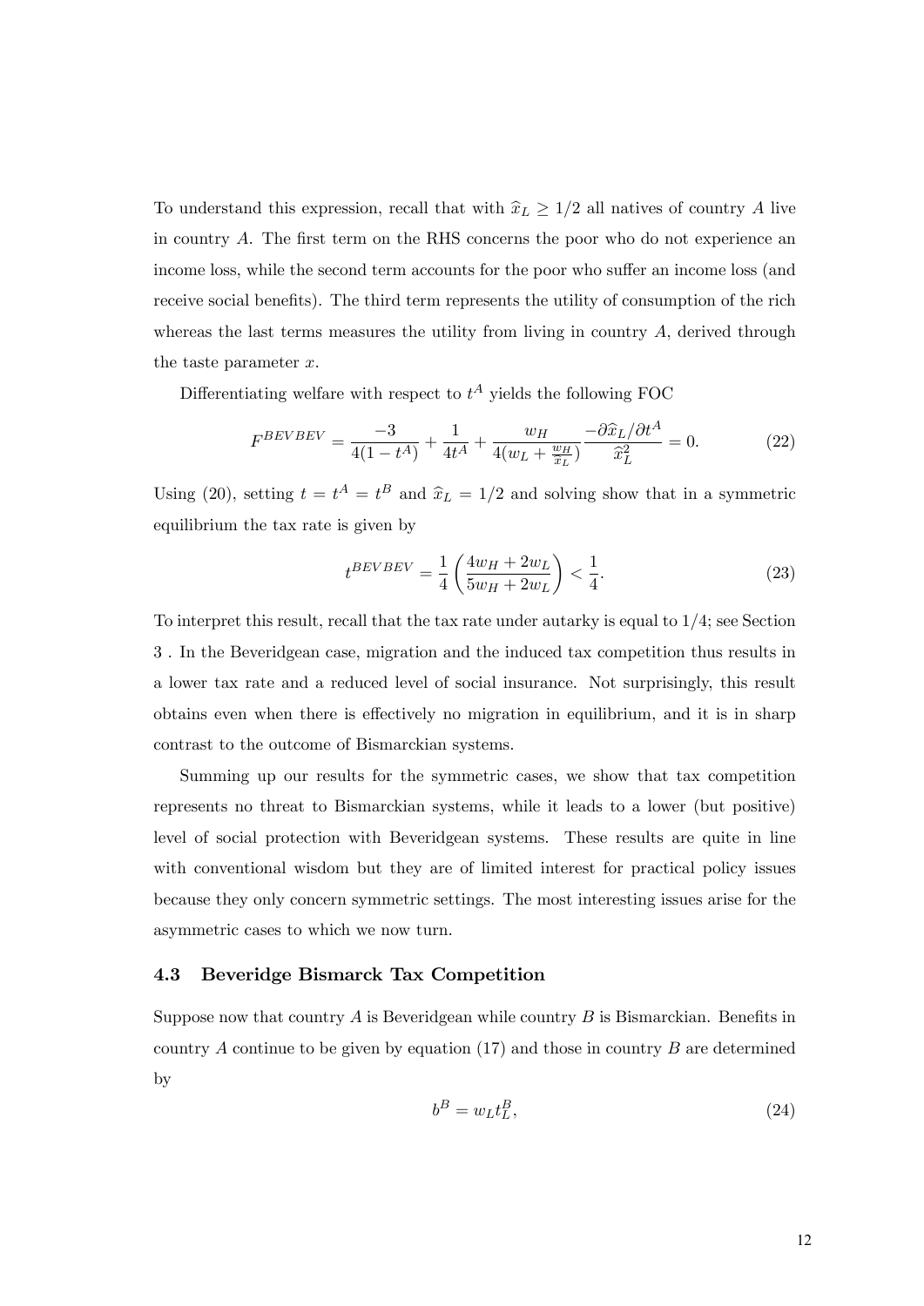To understand this expression, recall that with $\widehat{x}_L \geq 1/2$ all natives of country $A$ live in country $A$. The first term on the RHS concerns the poor who do not experience an income loss, while the second term accounts for the poor who suffer an income loss (and receive social benefits). The third term represents the utility of consumption of the rich whereas the last terms measures the utility from living in country $A$, derived through the taste parameter $x$.

Differentiating welfare with respect to $t^A$ yields the following FOC

$$F^{BEVBEV} = \frac{-3}{4(1-t^A)} + \frac{1}{4t^A} + \frac{w_H}{4(w_L + \frac{w_H}{\widehat{x}_L})} \frac{-\partial \widehat{x}_L / \partial t^A}{\widehat{x}_L^2} = 0. \tag{22}$$

Using (20), setting $t = t^A = t^B$ and $\widehat{x}_L = 1/2$ and solving show that in a symmetric equilibrium the tax rate is given by

$$t^{BEVBEV} = \frac{1}{4}\left(\frac{4w_H + 2w_L}{5w_H + 2w_L}\right) < \frac{1}{4}. \tag{23}$$

To interpret this result, recall that the tax rate under autarky is equal to $1/4$; see Section 3 . In the Beveridgean case, migration and the induced tax competition thus results in a lower tax rate and a reduced level of social insurance. Not surprisingly, this result obtains even when there is effectively no migration in equilibrium, and it is in sharp contrast to the outcome of Bismarckian systems.

Summing up our results for the symmetric cases, we show that tax competition represents no threat to Bismarckian systems, while it leads to a lower (but positive) level of social protection with Beveridgean systems. These results are quite in line with conventional wisdom but they are of limited interest for practical policy issues because they only concern symmetric settings. The most interesting issues arise for the asymmetric cases to which we now turn.

### 4.3 Beveridge Bismarck Tax Competition

Suppose now that country $A$ is Beveridgean while country $B$ is Bismarckian. Benefits in country $A$ continue to be given by equation (17) and those in country $B$ are determined by

$$b^B = w_L t_L^B, \tag{24}$$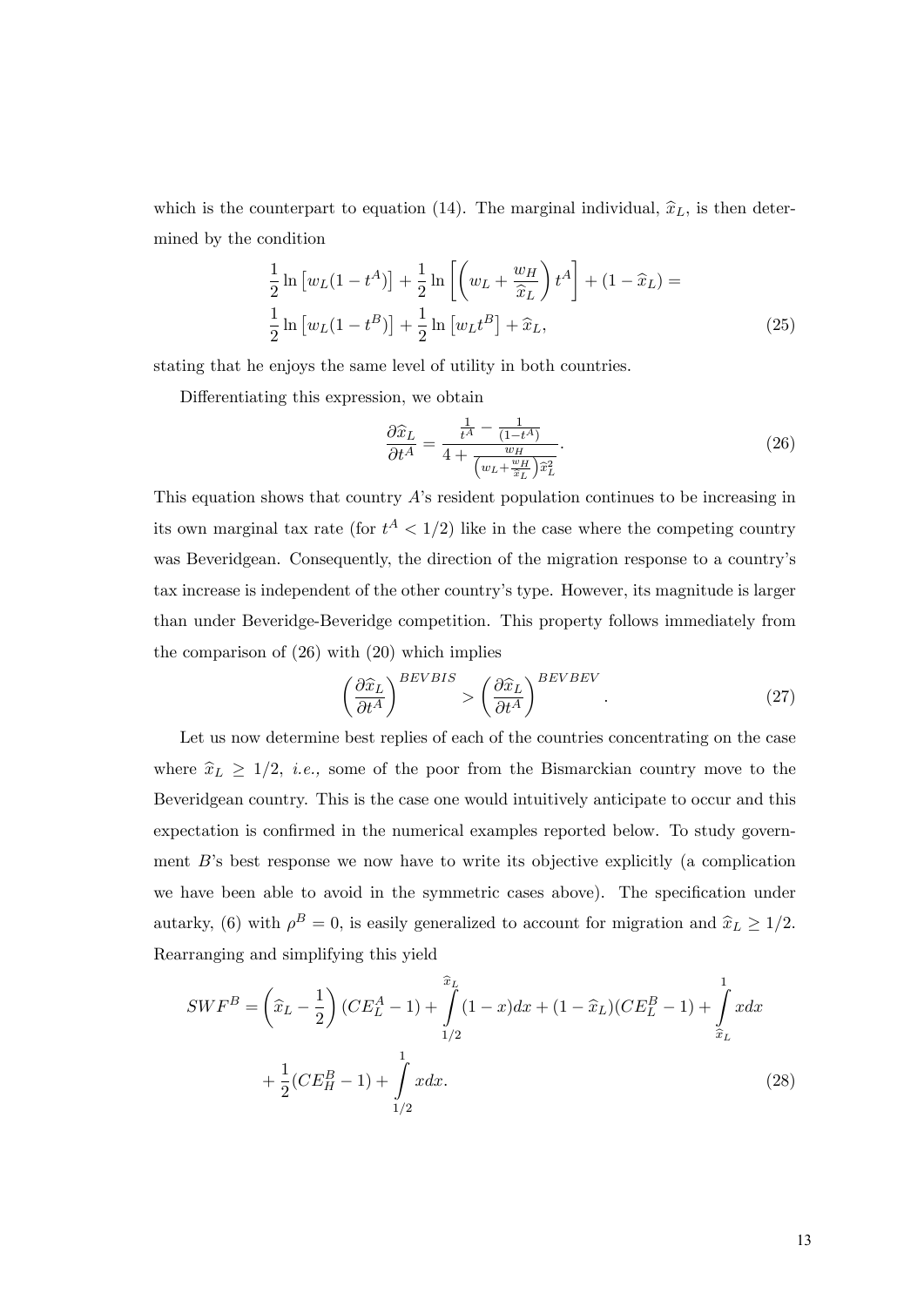which is the counterpart to equation (14). The marginal individual, $\widehat{x}_L$, is then determined by the condition

$$\frac{1}{2}\ln\left[w_L(1-t^A)\right]+\frac{1}{2}\ln\left[\left(w_L+\frac{w_H}{\widehat{x}_L}\right)t^A\right]+(1-\widehat{x}_L)=$$
$$\frac{1}{2}\ln\left[w_L(1-t^B)\right]+\frac{1}{2}\ln\left[w_L t^B\right]+\widehat{x}_L, \tag{25}$$

stating that he enjoys the same level of utility in both countries.

Differentiating this expression, we obtain

$$\frac{\partial \widehat{x}_L}{\partial t^A}=\frac{\frac{1}{t^A}-\frac{1}{(1-t^A)}}{4+\frac{w_H}{\left(w_L+\frac{w_H}{\widehat{x}_L}\right)\widehat{x}_L^2}}. \tag{26}$$

This equation shows that country $A$'s resident population continues to be increasing in its own marginal tax rate (for $t^A < 1/2$) like in the case where the competing country was Beveridgean. Consequently, the direction of the migration response to a country's tax increase is independent of the other country's type. However, its magnitude is larger than under Beveridge-Beveridge competition. This property follows immediately from the comparison of (26) with (20) which implies

$$\left(\frac{\partial \widehat{x}_L}{\partial t^A}\right)^{BEVBIS}>\left(\frac{\partial \widehat{x}_L}{\partial t^A}\right)^{BEVBEV}. \tag{27}$$

Let us now determine best replies of each of the countries concentrating on the case where $\widehat{x}_L \geq 1/2$, *i.e.,* some of the poor from the Bismarckian country move to the Beveridgean country. This is the case one would intuitively anticipate to occur and this expectation is confirmed in the numerical examples reported below. To study government $B$'s best response we now have to write its objective explicitly (a complication we have been able to avoid in the symmetric cases above). The specification under autarky, (6) with $\rho^B = 0$, is easily generalized to account for migration and $\widehat{x}_L \geq 1/2$. Rearranging and simplifying this yield

$$SWF^B=\left(\widehat{x}_L-\frac{1}{2}\right)(CE_L^A-1)+\int_{1/2}^{\widehat{x}_L}(1-x)dx+(1-\widehat{x}_L)(CE_L^B-1)+\int_{\widehat{x}_L}^{1}xdx$$
$$+\frac{1}{2}(CE_H^B-1)+\int_{1/2}^{1}xdx. \tag{28}$$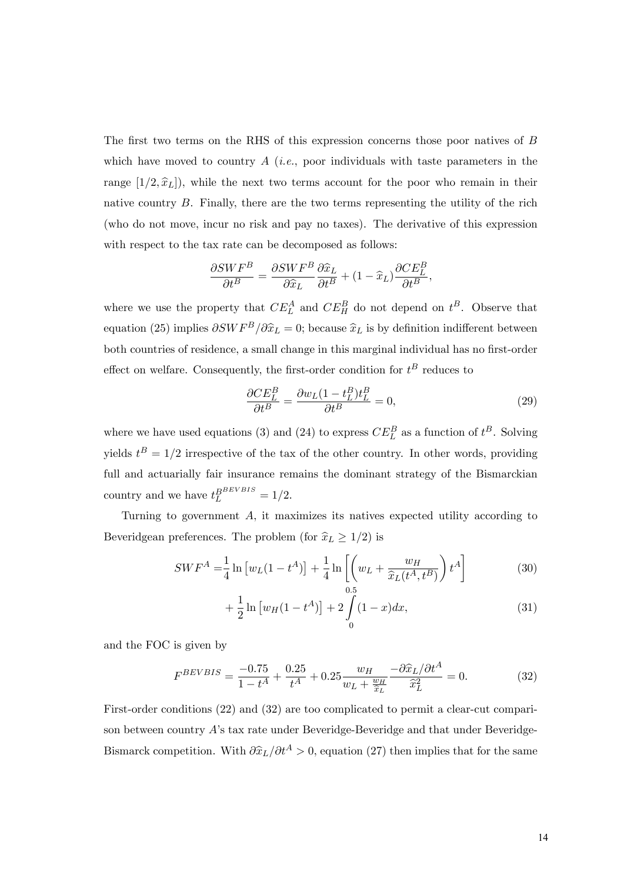The first two terms on the RHS of this expression concerns those poor natives of $B$ which have moved to country $A$ (*i.e.*, poor individuals with taste parameters in the range $[1/2, \widehat{x}_L]$), while the next two terms account for the poor who remain in their native country $B$. Finally, there are the two terms representing the utility of the rich (who do not move, incur no risk and pay no taxes). The derivative of this expression with respect to the tax rate can be decomposed as follows:

$$\frac{\partial SWF^B}{\partial t^B} = \frac{\partial SWF^B}{\partial \widehat{x}_L}\frac{\partial \widehat{x}_L}{\partial t^B} + (1-\widehat{x}_L)\frac{\partial CE_L^B}{\partial t^B},$$

where we use the property that $CE_L^A$ and $CE_H^B$ do not depend on $t^B$. Observe that equation (25) implies $\partial SWF^B/\partial \widehat{x}_L = 0$; because $\widehat{x}_L$ is by definition indifferent between both countries of residence, a small change in this marginal individual has no first-order effect on welfare. Consequently, the first-order condition for $t^B$ reduces to

$$\frac{\partial CE_L^B}{\partial t^B} = \frac{\partial w_L(1-t_L^B)t_L^B}{\partial t^B} = 0, \tag{29}$$

where we have used equations (3) and (24) to express $CE_L^B$ as a function of $t^B$. Solving yields $t^B = 1/2$ irrespective of the tax of the other country. In other words, providing full and actuarially fair insurance remains the dominant strategy of the Bismarckian country and we have $t_L^{B^{BEVBIS}} = 1/2$.

Turning to government $A$, it maximizes its natives expected utility according to Beveridgean preferences. The problem (for $\widehat{x}_L \geq 1/2$) is

$$SWF^A = \frac{1}{4}\ln\left[w_L(1-t^A)\right] + \frac{1}{4}\ln\left[\left(w_L + \frac{w_H}{\widehat{x}_L(t^A,t^B)}\right)t^A\right] \tag{30}$$

$$+ \frac{1}{2}\ln\left[w_H(1-t^A)\right] + 2\int_0^{0.5}(1-x)dx, \tag{31}$$

and the FOC is given by

$$F^{BEVBIS} = \frac{-0.75}{1-t^A} + \frac{0.25}{t^A} + 0.25\frac{w_H}{w_L + \frac{w_H}{\widehat{x}_L}}\frac{-\partial \widehat{x}_L/\partial t^A}{\widehat{x}_L^2} = 0. \tag{32}$$

First-order conditions (22) and (32) are too complicated to permit a clear-cut comparison between country $A$'s tax rate under Beveridge-Beveridge and that under Beveridge-Bismarck competition. With $\partial \widehat{x}_L/\partial t^A > 0$, equation (27) then implies that for the same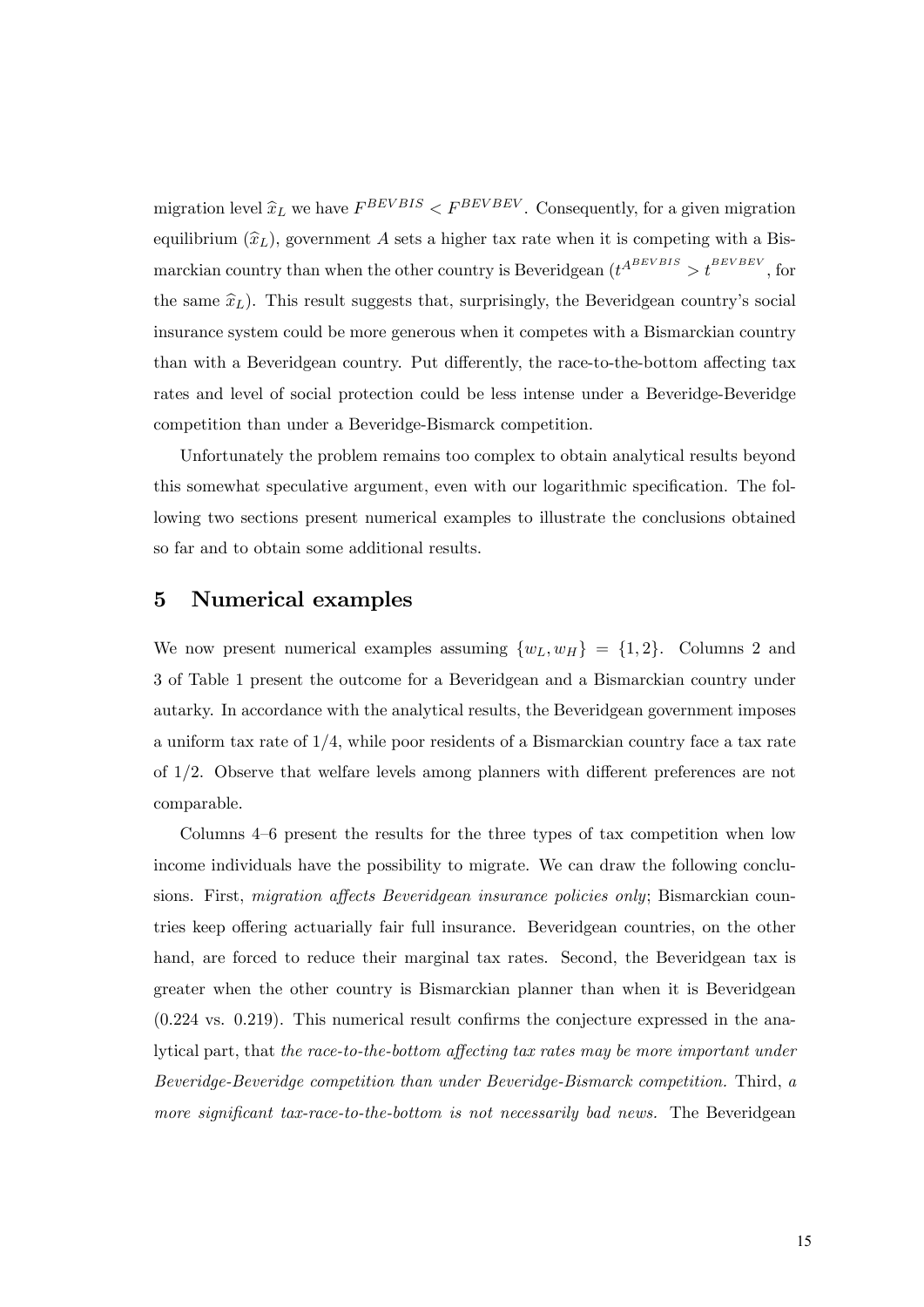migration level $\widehat{x}_L$ we have $F^{BEVBIS} < F^{BEVBEV}$. Consequently, for a given migration equilibrium ($\widehat{x}_L$), government $A$ sets a higher tax rate when it is competing with a Bismarckian country than when the other country is Beveridgean ($t^{A^{BEVBIS}} > t^{BEVBEV}$, for the same $\widehat{x}_L$). This result suggests that, surprisingly, the Beveridgean country's social insurance system could be more generous when it competes with a Bismarckian country than with a Beveridgean country. Put differently, the race-to-the-bottom affecting tax rates and level of social protection could be less intense under a Beveridge-Beveridge competition than under a Beveridge-Bismarck competition.

Unfortunately the problem remains too complex to obtain analytical results beyond this somewhat speculative argument, even with our logarithmic specification. The following two sections present numerical examples to illustrate the conclusions obtained so far and to obtain some additional results.

## 5 Numerical examples

We now present numerical examples assuming $\{w_L, w_H\} = \{1, 2\}$. Columns 2 and 3 of Table 1 present the outcome for a Beveridgean and a Bismarckian country under autarky. In accordance with the analytical results, the Beveridgean government imposes a uniform tax rate of $1/4$, while poor residents of a Bismarckian country face a tax rate of $1/2$. Observe that welfare levels among planners with different preferences are not comparable.

Columns 4–6 present the results for the three types of tax competition when low income individuals have the possibility to migrate. We can draw the following conclusions. First, *migration affects Beveridgean insurance policies only*; Bismarckian countries keep offering actuarially fair full insurance. Beveridgean countries, on the other hand, are forced to reduce their marginal tax rates. Second, the Beveridgean tax is greater when the other country is Bismarckian planner than when it is Beveridgean (0.224 vs. 0.219). This numerical result confirms the conjecture expressed in the analytical part, that *the race-to-the-bottom affecting tax rates may be more important under Beveridge-Beveridge competition than under Beveridge-Bismarck competition.* Third, *a more significant tax-race-to-the-bottom is not necessarily bad news.* The Beveridgean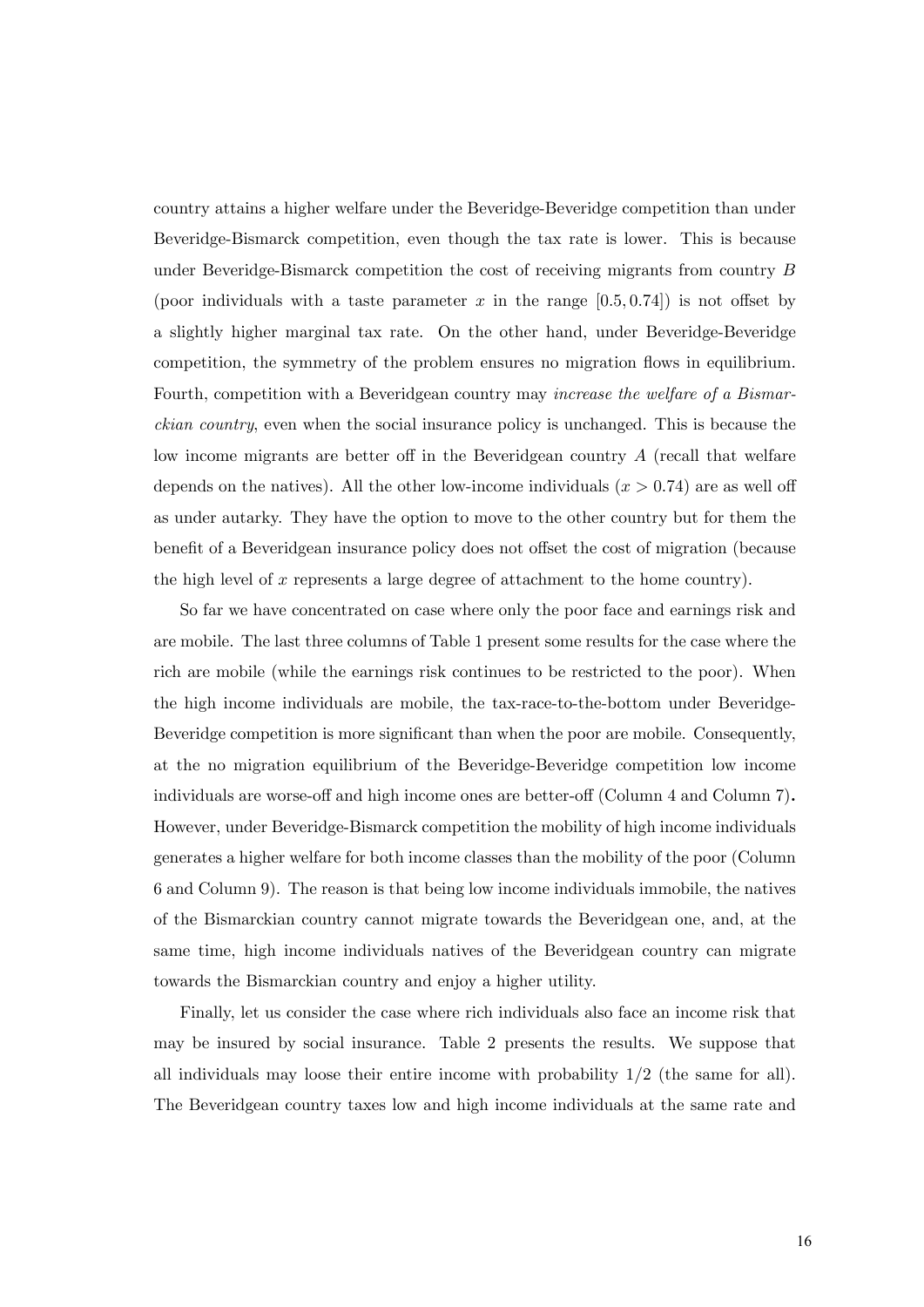country attains a higher welfare under the Beveridge-Beveridge competition than under Beveridge-Bismarck competition, even though the tax rate is lower. This is because under Beveridge-Bismarck competition the cost of receiving migrants from country $B$ (poor individuals with a taste parameter $x$ in the range $[0.5, 0.74]$) is not offset by a slightly higher marginal tax rate. On the other hand, under Beveridge-Beveridge competition, the symmetry of the problem ensures no migration flows in equilibrium. Fourth, competition with a Beveridgean country may *increase the welfare of a Bismarckian country*, even when the social insurance policy is unchanged. This is because the low income migrants are better off in the Beveridgean country $A$ (recall that welfare depends on the natives). All the other low-income individuals ($x > 0.74$) are as well off as under autarky. They have the option to move to the other country but for them the benefit of a Beveridgean insurance policy does not offset the cost of migration (because the high level of $x$ represents a large degree of attachment to the home country).

So far we have concentrated on case where only the poor face and earnings risk and are mobile. The last three columns of Table 1 present some results for the case where the rich are mobile (while the earnings risk continues to be restricted to the poor). When the high income individuals are mobile, the tax-race-to-the-bottom under Beveridge-Beveridge competition is more significant than when the poor are mobile. Consequently, at the no migration equilibrium of the Beveridge-Beveridge competition low income individuals are worse-off and high income ones are better-off (Column 4 and Column 7). However, under Beveridge-Bismarck competition the mobility of high income individuals generates a higher welfare for both income classes than the mobility of the poor (Column 6 and Column 9). The reason is that being low income individuals immobile, the natives of the Bismarckian country cannot migrate towards the Beveridgean one, and, at the same time, high income individuals natives of the Beveridgean country can migrate towards the Bismarckian country and enjoy a higher utility.

Finally, let us consider the case where rich individuals also face an income risk that may be insured by social insurance. Table 2 presents the results. We suppose that all individuals may loose their entire income with probability $1/2$ (the same for all). The Beveridgean country taxes low and high income individuals at the same rate and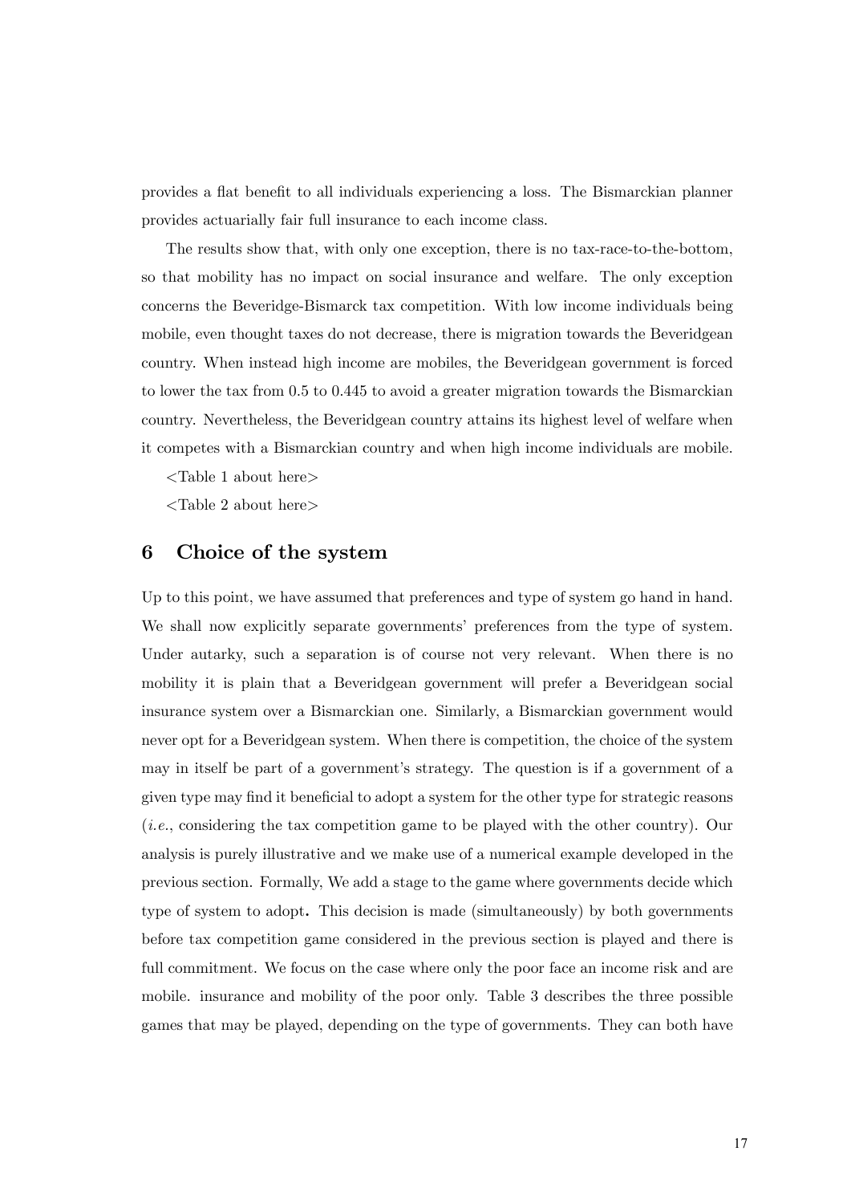provides a flat benefit to all individuals experiencing a loss. The Bismarckian planner provides actuarially fair full insurance to each income class.

The results show that, with only one exception, there is no tax-race-to-the-bottom, so that mobility has no impact on social insurance and welfare. The only exception concerns the Beveridge-Bismarck tax competition. With low income individuals being mobile, even thought taxes do not decrease, there is migration towards the Beveridgean country. When instead high income are mobiles, the Beveridgean government is forced to lower the tax from 0.5 to 0.445 to avoid a greater migration towards the Bismarckian country. Nevertheless, the Beveridgean country attains its highest level of welfare when it competes with a Bismarckian country and when high income individuals are mobile.

<Table 1 about here>

<Table 2 about here>

# 6 Choice of the system

Up to this point, we have assumed that preferences and type of system go hand in hand. We shall now explicitly separate governments' preferences from the type of system. Under autarky, such a separation is of course not very relevant. When there is no mobility it is plain that a Beveridgean government will prefer a Beveridgean social insurance system over a Bismarckian one. Similarly, a Bismarckian government would never opt for a Beveridgean system. When there is competition, the choice of the system may in itself be part of a government's strategy. The question is if a government of a given type may find it beneficial to adopt a system for the other type for strategic reasons (*i.e.*, considering the tax competition game to be played with the other country). Our analysis is purely illustrative and we make use of a numerical example developed in the previous section. Formally, We add a stage to the game where governments decide which type of system to adopt**.** This decision is made (simultaneously) by both governments before tax competition game considered in the previous section is played and there is full commitment. We focus on the case where only the poor face an income risk and are mobile. insurance and mobility of the poor only. Table 3 describes the three possible games that may be played, depending on the type of governments. They can both have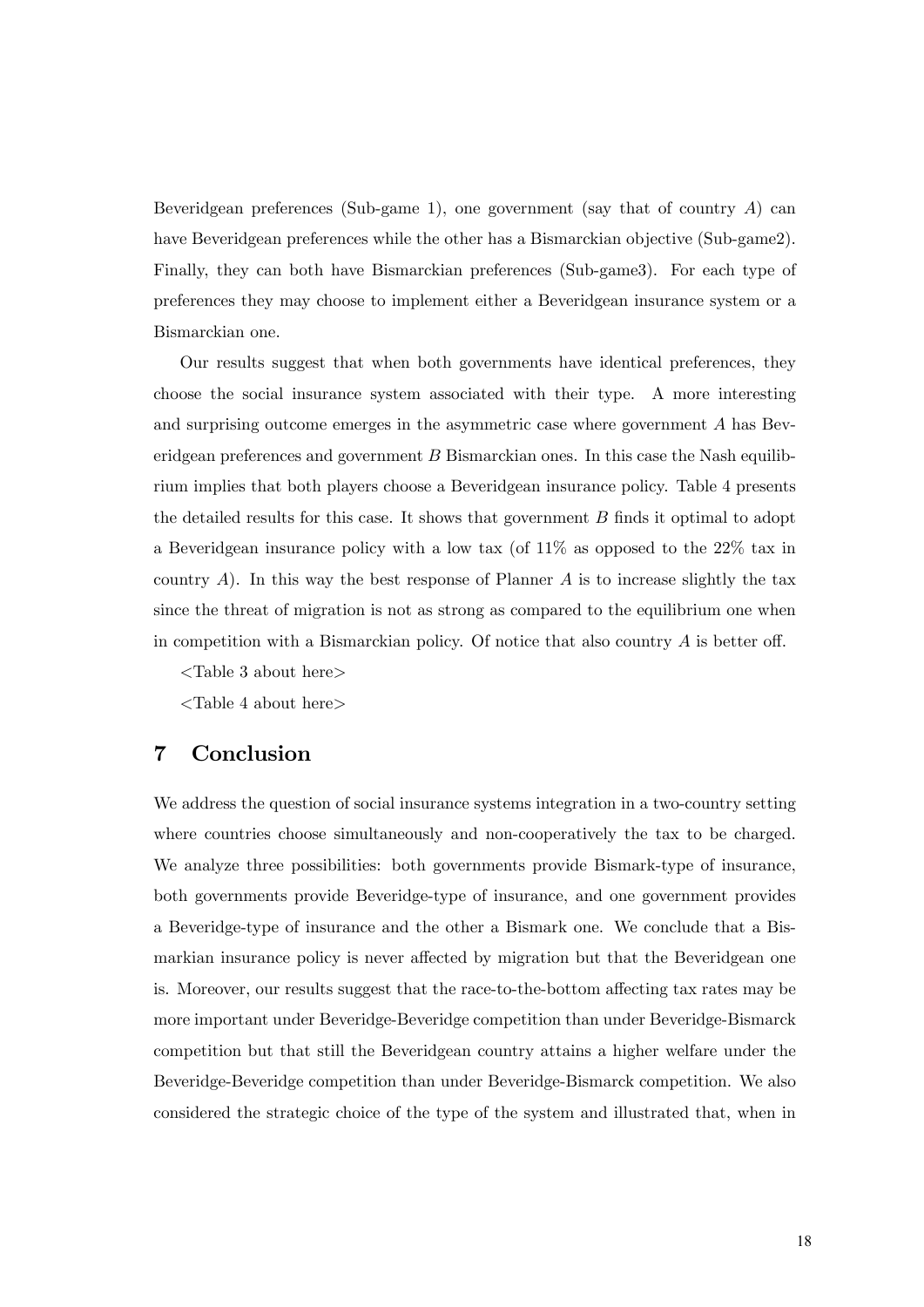Beveridgean preferences (Sub-game 1), one government (say that of country $A$) can have Beveridgean preferences while the other has a Bismarckian objective (Sub-game2). Finally, they can both have Bismarckian preferences (Sub-game3). For each type of preferences they may choose to implement either a Beveridgean insurance system or a Bismarckian one.

Our results suggest that when both governments have identical preferences, they choose the social insurance system associated with their type. A more interesting and surprising outcome emerges in the asymmetric case where government $A$ has Beveridgean preferences and government $B$ Bismarckian ones. In this case the Nash equilibrium implies that both players choose a Beveridgean insurance policy. Table 4 presents the detailed results for this case. It shows that government $B$ finds it optimal to adopt a Beveridgean insurance policy with a low tax (of 11% as opposed to the 22% tax in country $A$). In this way the best response of Planner $A$ is to increase slightly the tax since the threat of migration is not as strong as compared to the equilibrium one when in competition with a Bismarckian policy. Of notice that also country $A$ is better off.

<Table 3 about here>

<Table 4 about here>

# 7 Conclusion

We address the question of social insurance systems integration in a two-country setting where countries choose simultaneously and non-cooperatively the tax to be charged. We analyze three possibilities: both governments provide Bismark-type of insurance, both governments provide Beveridge-type of insurance, and one government provides a Beveridge-type of insurance and the other a Bismark one. We conclude that a Bismarkian insurance policy is never affected by migration but that the Beveridgean one is. Moreover, our results suggest that the race-to-the-bottom affecting tax rates may be more important under Beveridge-Beveridge competition than under Beveridge-Bismarck competition but that still the Beveridgean country attains a higher welfare under the Beveridge-Beveridge competition than under Beveridge-Bismarck competition. We also considered the strategic choice of the type of the system and illustrated that, when in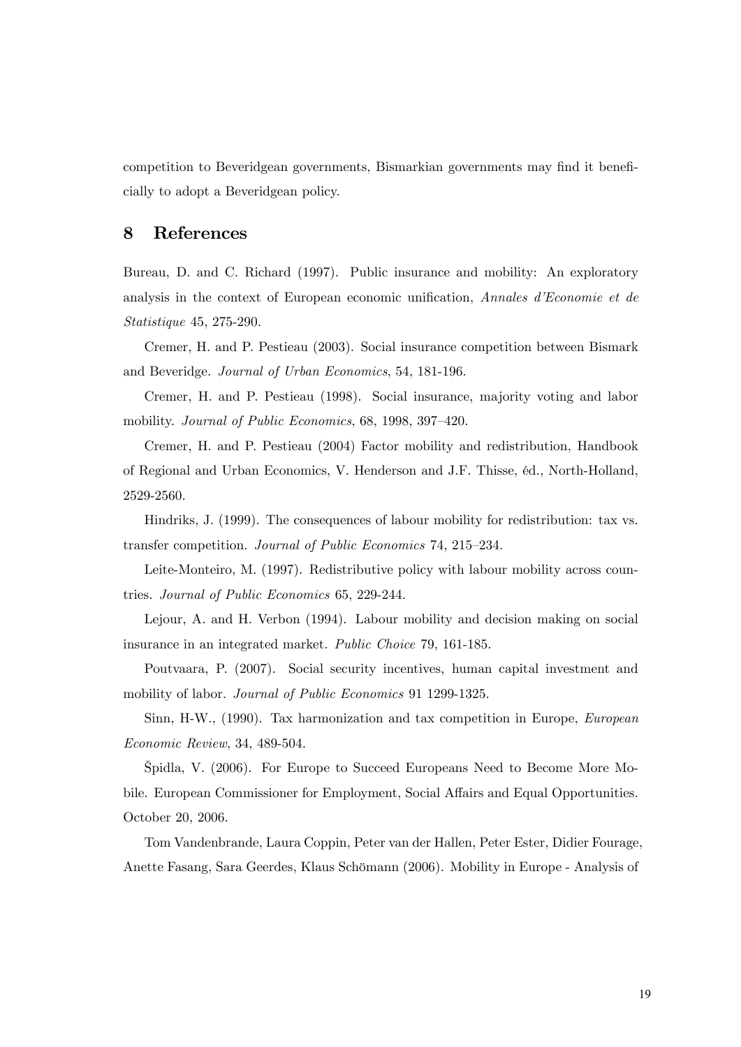competition to Beveridgean governments, Bismarkian governments may find it beneficially to adopt a Beveridgean policy.

## 8 References

Bureau, D. and C. Richard (1997). Public insurance and mobility: An exploratory analysis in the context of European economic unification, *Annales d'Economie et de Statistique* 45, 275-290.

Cremer, H. and P. Pestieau (2003). Social insurance competition between Bismark and Beveridge. *Journal of Urban Economics*, 54, 181-196.

Cremer, H. and P. Pestieau (1998). Social insurance, majority voting and labor mobility. *Journal of Public Economics*, 68, 1998, 397–420.

Cremer, H. and P. Pestieau (2004) Factor mobility and redistribution, Handbook of Regional and Urban Economics, V. Henderson and J.F. Thisse, éd., North-Holland, 2529-2560.

Hindriks, J. (1999). The consequences of labour mobility for redistribution: tax vs. transfer competition. *Journal of Public Economics* 74, 215–234.

Leite-Monteiro, M. (1997). Redistributive policy with labour mobility across countries. *Journal of Public Economics* 65, 229-244.

Lejour, A. and H. Verbon (1994). Labour mobility and decision making on social insurance in an integrated market. *Public Choice* 79, 161-185.

Poutvaara, P. (2007). Social security incentives, human capital investment and mobility of labor. *Journal of Public Economics* 91 1299-1325.

Sinn, H-W., (1990). Tax harmonization and tax competition in Europe, *European Economic Review*, 34, 489-504.

Špidla, V. (2006). For Europe to Succeed Europeans Need to Become More Mobile. European Commissioner for Employment, Social Affairs and Equal Opportunities. October 20, 2006.

Tom Vandenbrande, Laura Coppin, Peter van der Hallen, Peter Ester, Didier Fourage, Anette Fasang, Sara Geerdes, Klaus Schömann (2006). Mobility in Europe - Analysis of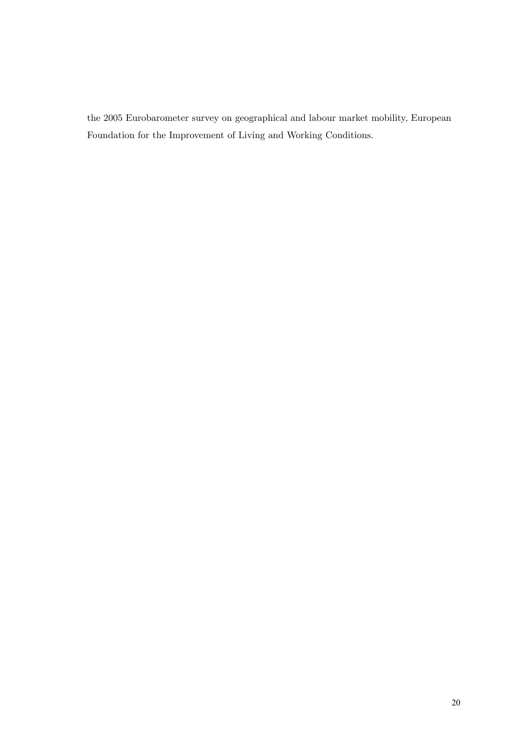the 2005 Eurobarometer survey on geographical and labour market mobility, European Foundation for the Improvement of Living and Working Conditions.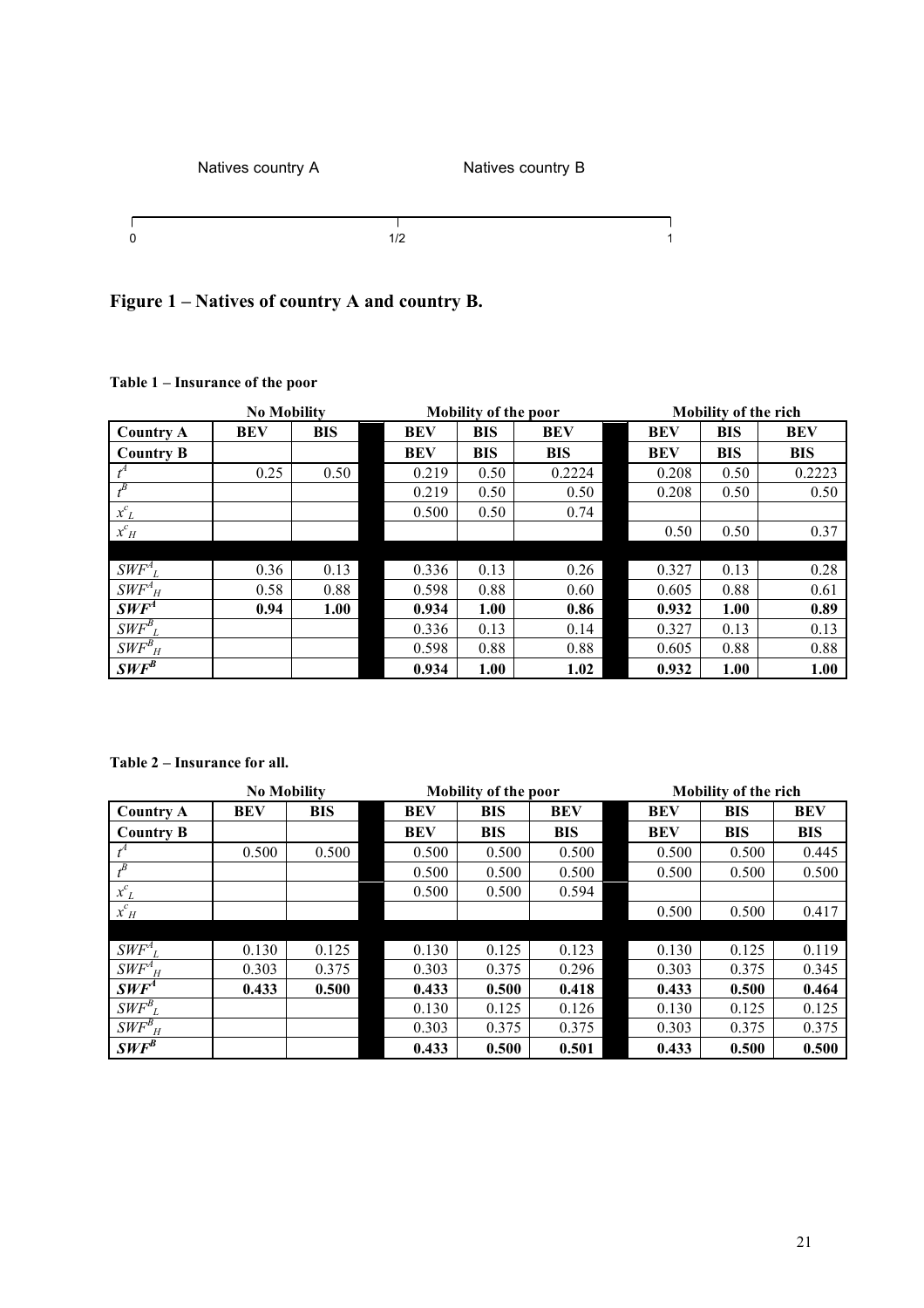Natives country A                Natives country B

0                                1/2                                1

**Figure 1 – Natives of country A and country B.**

**Table 1 – Insurance of the poor**

| | No Mobility | | Mobility of the poor | | | Mobility of the rich | | |
|---|---|---|---|---|---|---|---|---|
| **Country A** | **BEV** | **BIS** | **BEV** | **BIS** | **BEV** | **BEV** | **BIS** | **BEV** |
| **Country B** | | | **BEV** | **BIS** | **BIS** | **BEV** | **BIS** | **BIS** |
| $t^A$ | 0.25 | 0.50 | 0.219 | 0.50 | 0.2224 | 0.208 | 0.50 | 0.2223 |
| $t^B$ | | | 0.219 | 0.50 | 0.50 | 0.208 | 0.50 | 0.50 |
| $x^c_L$ | | | 0.500 | 0.50 | 0.74 | | | |
| $x^c_H$ | | | | | | 0.50 | 0.50 | 0.37 |
| $SWF^A_L$ | 0.36 | 0.13 | 0.336 | 0.13 | 0.26 | 0.327 | 0.13 | 0.28 |
| $SWF^A_H$ | 0.58 | 0.88 | 0.598 | 0.88 | 0.60 | 0.605 | 0.88 | 0.61 |
| $\boldsymbol{SWF^A}$ | **0.94** | **1.00** | **0.934** | **1.00** | **0.86** | **0.932** | **1.00** | **0.89** |
| $SWF^B_L$ | | | 0.336 | 0.13 | 0.14 | 0.327 | 0.13 | 0.13 |
| $SWF^B_H$ | | | 0.598 | 0.88 | 0.88 | 0.605 | 0.88 | 0.88 |
| $\boldsymbol{SWF^B}$ | | | **0.934** | **1.00** | **1.02** | **0.932** | **1.00** | **1.00** |

**Table 2 – Insurance for all.**

| | No Mobility | | Mobility of the poor | | | Mobility of the rich | | |
|---|---|---|---|---|---|---|---|---|
| **Country A** | **BEV** | **BIS** | **BEV** | **BIS** | **BEV** | **BEV** | **BIS** | **BEV** |
| **Country B** | | | **BEV** | **BIS** | **BIS** | **BEV** | **BIS** | **BIS** |
| $t^A$ | 0.500 | 0.500 | 0.500 | 0.500 | 0.500 | 0.500 | 0.500 | 0.445 |
| $t^B$ | | | 0.500 | 0.500 | 0.500 | 0.500 | 0.500 | 0.500 |
| $x^c_L$ | | | 0.500 | 0.500 | 0.594 | | | |
| $x^c_H$ | | | | | | 0.500 | 0.500 | 0.417 |
| $SWF^A_L$ | 0.130 | 0.125 | 0.130 | 0.125 | 0.123 | 0.130 | 0.125 | 0.119 |
| $SWF^A_H$ | 0.303 | 0.375 | 0.303 | 0.375 | 0.296 | 0.303 | 0.375 | 0.345 |
| $\boldsymbol{SWF^A}$ | **0.433** | **0.500** | **0.433** | **0.500** | **0.418** | **0.433** | **0.500** | **0.464** |
| $SWF^B_L$ | | | 0.130 | 0.125 | 0.126 | 0.130 | 0.125 | 0.125 |
| $SWF^B_H$ | | | 0.303 | 0.375 | 0.375 | 0.303 | 0.375 | 0.375 |
| $\boldsymbol{SWF^B}$ | | | **0.433** | **0.500** | **0.501** | **0.433** | **0.500** | **0.500** |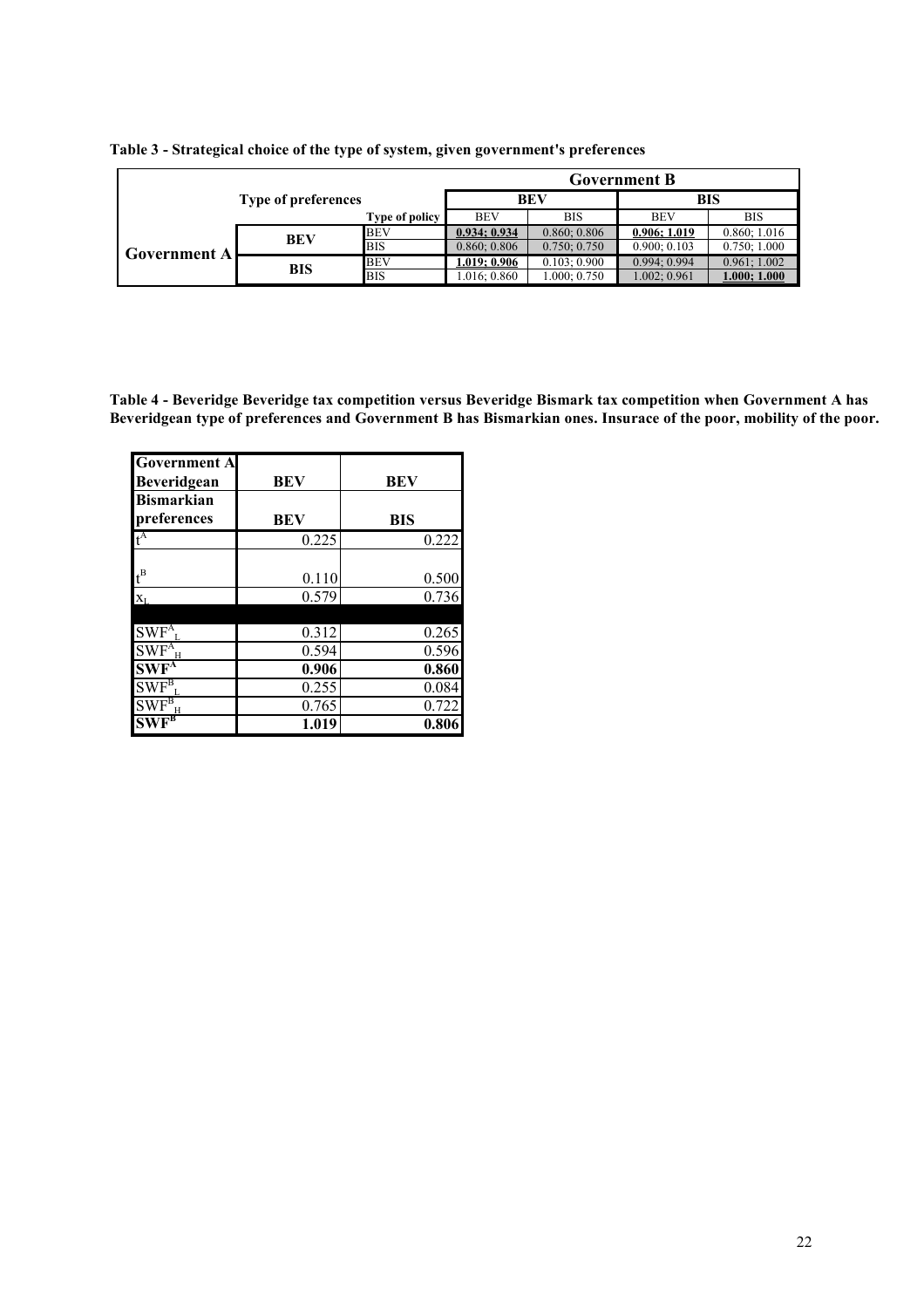**Table 3 - Strategical choice of the type of system, given government's preferences**

| | | | Government B | | | |
|---|---|---|---|---|---|---|
| Type of preferences | | | BEV | | BIS | |
| | | Type of policy | BEV | BIS | BEV | BIS |
| Government A | BEV | BEV | **0.934; 0.934** | 0.860; 0.806 | **0.906; 1.019** | 0.860; 1.016 |
| | | BIS | 0.860; 0.806 | 0.750; 0.750 | 0.900; 0.103 | 0.750; 1.000 |
| | BIS | BEV | **1.019; 0.906** | 0.103; 0.900 | 0.994; 0.994 | 0.961; 1.002 |
| | | BIS | 1.016; 0.860 | 1.000; 0.750 | 1.002; 0.961 | **1.000; 1.000** |

**Table 4 - Beveridge Beveridge tax competition versus Beveridge Bismark tax competition when Government A has Beveridgean type of preferences and Government B has Bismarkian ones. Insurace of the poor, mobility of the poor.**

| Government A Beveridgean | BEV | BEV |
|---|---|---|
| **Bismarkian preferences** | **BEV** | **BIS** |
| $t^A$ | 0.225 | 0.222 |
| $t^B$ | 0.110 | 0.500 |
| $x_L$ | 0.579 | 0.736 |
| | | |
| $SWF^A_L$ | 0.312 | 0.265 |
| $SWF^A_H$ | 0.594 | 0.596 |
| $\mathbf{SWF^A}$ | **0.906** | **0.860** |
| $SWF^B_L$ | 0.255 | 0.084 |
| $SWF^B_H$ | 0.765 | 0.722 |
| $\mathbf{SWF^B}$ | **1.019** | **0.806** |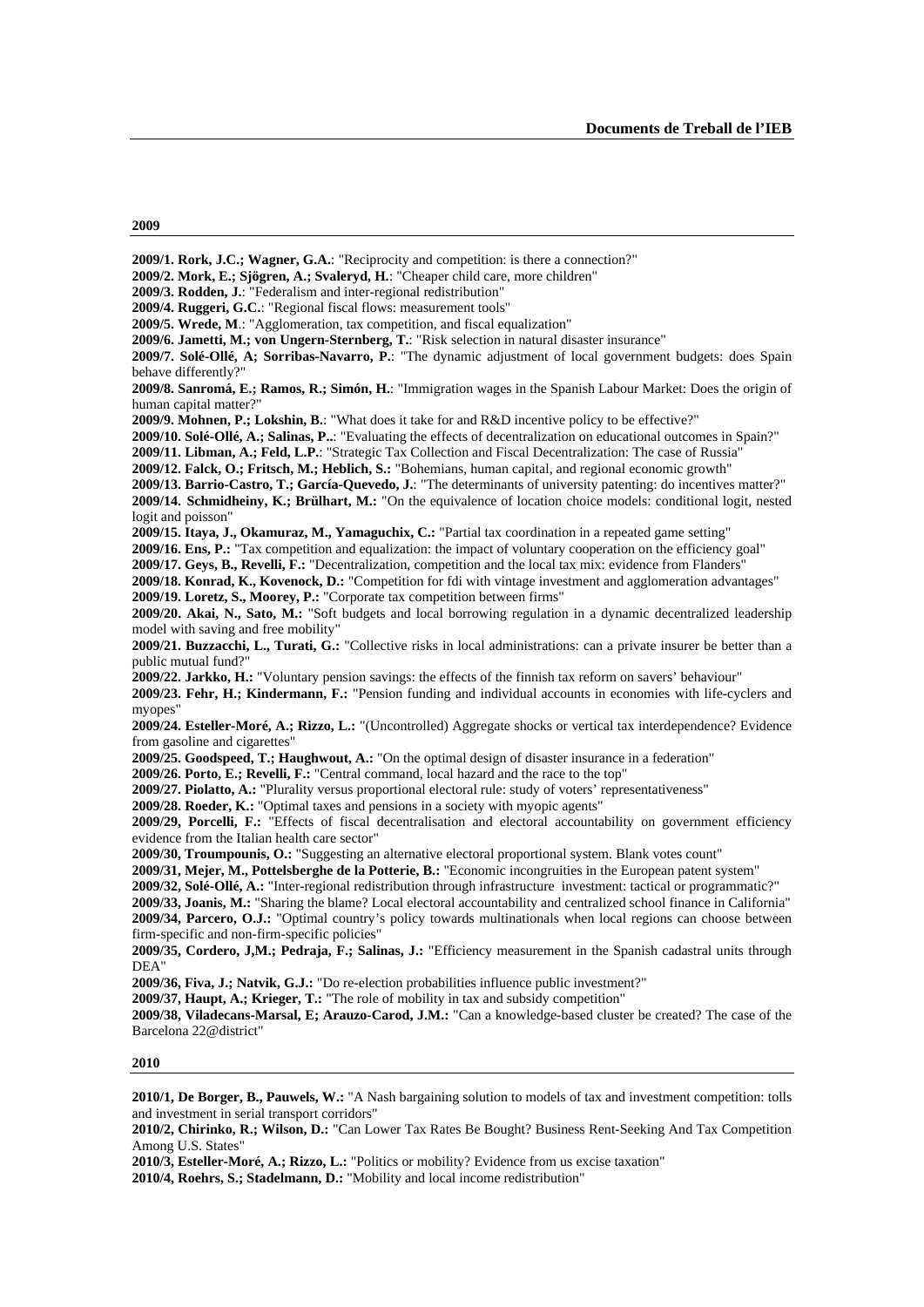**2009**

**2009/1. Rork, J.C.; Wagner, G.A.**: "Reciprocity and competition: is there a connection?"
**2009/2. Mork, E.; Sjögren, A.; Svaleryd, H.**: "Cheaper child care, more children"
**2009/3. Rodden, J.**: "Federalism and inter-regional redistribution"
**2009/4. Ruggeri, G.C.**: "Regional fiscal flows: measurement tools"
**2009/5. Wrede, M**.: "Agglomeration, tax competition, and fiscal equalization"
**2009/6. Jametti, M.; von Ungern-Sternberg, T.**: "Risk selection in natural disaster insurance"
**2009/7. Solé-Ollé, A; Sorribas-Navarro, P.**: "The dynamic adjustment of local government budgets: does Spain behave differently?"
**2009/8. Sanromá, E.; Ramos, R.; Simón, H.**: "Immigration wages in the Spanish Labour Market: Does the origin of human capital matter?"
**2009/9. Mohnen, P.; Lokshin, B.**: "What does it take for and R&D incentive policy to be effective?"
**2009/10. Solé-Ollé, A.; Salinas, P.**.: "Evaluating the effects of decentralization on educational outcomes in Spain?"
**2009/11. Libman, A.; Feld, L.P.**: "Strategic Tax Collection and Fiscal Decentralization: The case of Russia"
**2009/12. Falck, O.; Fritsch, M.; Heblich, S.**: "Bohemians, human capital, and regional economic growth"
**2009/13. Barrio-Castro, T.; García-Quevedo, J.**: "The determinants of university patenting: do incentives matter?"
**2009/14. Schmidheiny, K.; Brülhart, M.:** "On the equivalence of location choice models: conditional logit, nested logit and poisson"
**2009/15. Itaya, J., Okamuraz, M., Yamaguchix, C.:** "Partial tax coordination in a repeated game setting"
**2009/16. Ens, P.:** "Tax competition and equalization: the impact of voluntary cooperation on the efficiency goal"
**2009/17. Geys, B., Revelli, F.:** "Decentralization, competition and the local tax mix: evidence from Flanders"
**2009/18. Konrad, K., Kovenock, D.:** "Competition for fdi with vintage investment and agglomeration advantages"
**2009/19. Loretz, S., Moorey, P.:** "Corporate tax competition between firms"
**2009/20. Akai, N., Sato, M.:** "Soft budgets and local borrowing regulation in a dynamic decentralized leadership model with saving and free mobility"
**2009/21. Buzzacchi, L., Turati, G.:** "Collective risks in local administrations: can a private insurer be better than a public mutual fund?"
**2009/22. Jarkko, H.:** "Voluntary pension savings: the effects of the finnish tax reform on savers' behaviour"
**2009/23. Fehr, H.; Kindermann, F.:** "Pension funding and individual accounts in economies with life-cyclers and myopes"
**2009/24. Esteller-Moré, A.; Rizzo, L.:** "(Uncontrolled) Aggregate shocks or vertical tax interdependence? Evidence from gasoline and cigarettes"
**2009/25. Goodspeed, T.; Haughwout, A.:** "On the optimal design of disaster insurance in a federation"
**2009/26. Porto, E.; Revelli, F.:** "Central command, local hazard and the race to the top"
**2009/27. Piolatto, A.:** "Plurality versus proportional electoral rule: study of voters' representativeness"
**2009/28. Roeder, K.:** "Optimal taxes and pensions in a society with myopic agents"
**2009/29, Porcelli, F.:** "Effects of fiscal decentralisation and electoral accountability on government efficiency evidence from the Italian health care sector"
**2009/30, Troumpounis, O.:** "Suggesting an alternative electoral proportional system. Blank votes count"
**2009/31, Mejer, M., Pottelsberghe de la Potterie, B.:** "Economic incongruities in the European patent system"
**2009/32, Solé-Ollé, A.:** "Inter-regional redistribution through infrastructure investment: tactical or programmatic?"
**2009/33, Joanis, M.:** "Sharing the blame? Local electoral accountability and centralized school finance in California"
**2009/34, Parcero, O.J.:** "Optimal country's policy towards multinationals when local regions can choose between firm-specific and non-firm-specific policies"
**2009/35, Cordero, J,M.; Pedraja, F.; Salinas, J.:** "Efficiency measurement in the Spanish cadastral units through DEA"
**2009/36, Fiva, J.; Natvik, G.J.:** "Do re-election probabilities influence public investment?"
**2009/37, Haupt, A.; Krieger, T.:** "The role of mobility in tax and subsidy competition"
**2009/38, Viladecans-Marsal, E; Arauzo-Carod, J.M.:** "Can a knowledge-based cluster be created? The case of the Barcelona 22@district"

**2010**

**2010/1, De Borger, B., Pauwels, W.:** "A Nash bargaining solution to models of tax and investment competition: tolls and investment in serial transport corridors"
**2010/2, Chirinko, R.; Wilson, D.:** "Can Lower Tax Rates Be Bought? Business Rent-Seeking And Tax Competition Among U.S. States"
**2010/3, Esteller-Moré, A.; Rizzo, L.:** "Politics or mobility? Evidence from us excise taxation"
**2010/4, Roehrs, S.; Stadelmann, D.:** "Mobility and local income redistribution"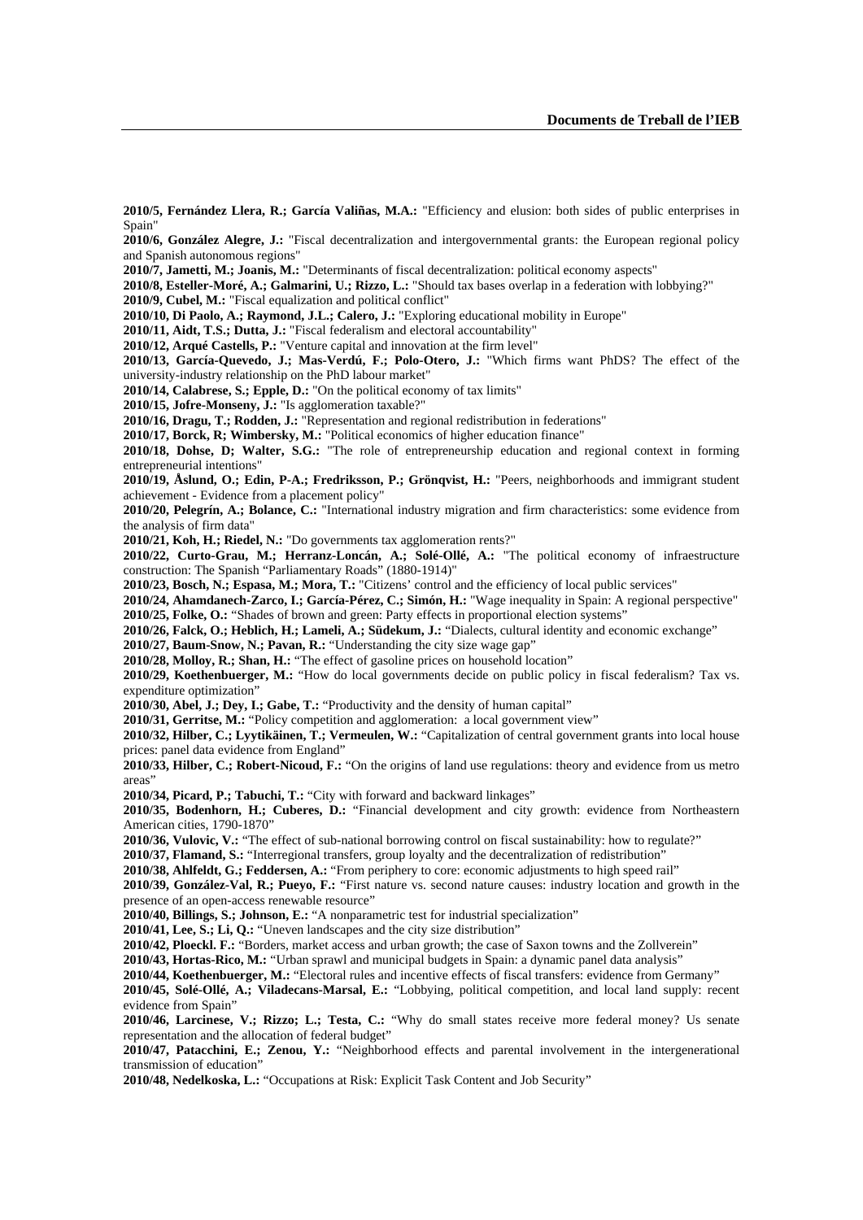**2010/5, Fernández Llera, R.; García Valiñas, M.A.:** "Efficiency and elusion: both sides of public enterprises in Spain"

**2010/6, González Alegre, J.:** "Fiscal decentralization and intergovernmental grants: the European regional policy and Spanish autonomous regions"

**2010/7, Jametti, M.; Joanis, M.:** "Determinants of fiscal decentralization: political economy aspects"

**2010/8, Esteller-Moré, A.; Galmarini, U.; Rizzo, L.:** "Should tax bases overlap in a federation with lobbying?"

**2010/9, Cubel, M.:** "Fiscal equalization and political conflict"

**2010/10, Di Paolo, A.; Raymond, J.L.; Calero, J.:** "Exploring educational mobility in Europe"

**2010/11, Aidt, T.S.; Dutta, J.:** "Fiscal federalism and electoral accountability"

**2010/12, Arqué Castells, P.:** "Venture capital and innovation at the firm level"

**2010/13, García-Quevedo, J.; Mas-Verdú, F.; Polo-Otero, J.:** "Which firms want PhDS? The effect of the university-industry relationship on the PhD labour market"

**2010/14, Calabrese, S.; Epple, D.:** "On the political economy of tax limits"

**2010/15, Jofre-Monseny, J.:** "Is agglomeration taxable?"

**2010/16, Dragu, T.; Rodden, J.:** "Representation and regional redistribution in federations"

**2010/17, Borck, R; Wimbersky, M.:** "Political economics of higher education finance"

**2010/18, Dohse, D; Walter, S.G.:** "The role of entrepreneurship education and regional context in forming entrepreneurial intentions"

**2010/19, Åslund, O.; Edin, P-A.; Fredriksson, P.; Grönqvist, H.:** "Peers, neighborhoods and immigrant student achievement - Evidence from a placement policy"

**2010/20, Pelegrín, A.; Bolance, C.:** "International industry migration and firm characteristics: some evidence from the analysis of firm data"

**2010/21, Koh, H.; Riedel, N.:** "Do governments tax agglomeration rents?"

**2010/22, Curto-Grau, M.; Herranz-Loncán, A.; Solé-Ollé, A.:** "The political economy of infraestructure construction: The Spanish "Parliamentary Roads" (1880-1914)"

**2010/23, Bosch, N.; Espasa, M.; Mora, T.:** "Citizens' control and the efficiency of local public services"

**2010/24, Ahamdanech-Zarco, I.; García-Pérez, C.; Simón, H.:** "Wage inequality in Spain: A regional perspective"

**2010/25, Folke, O.:** "Shades of brown and green: Party effects in proportional election systems"

**2010/26, Falck, O.; Heblich, H.; Lameli, A.; Südekum, J.:** "Dialects, cultural identity and economic exchange"

**2010/27, Baum-Snow, N.; Pavan, R.:** "Understanding the city size wage gap"

**2010/28, Molloy, R.; Shan, H.:** "The effect of gasoline prices on household location"

**2010/29, Koethenbuerger, M.:** "How do local governments decide on public policy in fiscal federalism? Tax vs. expenditure optimization"

**2010/30, Abel, J.; Dey, I.; Gabe, T.:** "Productivity and the density of human capital"

**2010/31, Gerritse, M.:** "Policy competition and agglomeration: a local government view"

**2010/32, Hilber, C.; Lyytikäinen, T.; Vermeulen, W.:** "Capitalization of central government grants into local house prices: panel data evidence from England"

**2010/33, Hilber, C.; Robert-Nicoud, F.:** "On the origins of land use regulations: theory and evidence from us metro areas"

**2010/34, Picard, P.; Tabuchi, T.:** "City with forward and backward linkages"

**2010/35, Bodenhorn, H.; Cuberes, D.:** "Financial development and city growth: evidence from Northeastern American cities, 1790-1870"

**2010/36, Vulovic, V.:** "The effect of sub-national borrowing control on fiscal sustainability: how to regulate?"

**2010/37, Flamand, S.:** "Interregional transfers, group loyalty and the decentralization of redistribution"

**2010/38, Ahlfeldt, G.; Feddersen, A.:** "From periphery to core: economic adjustments to high speed rail"

**2010/39, González-Val, R.; Pueyo, F.:** "First nature vs. second nature causes: industry location and growth in the presence of an open-access renewable resource"

**2010/40, Billings, S.; Johnson, E.:** "A nonparametric test for industrial specialization"

**2010/41, Lee, S.; Li, Q.:** "Uneven landscapes and the city size distribution"

**2010/42, Ploeckl. F.:** "Borders, market access and urban growth; the case of Saxon towns and the Zollverein"

**2010/43, Hortas-Rico, M.:** "Urban sprawl and municipal budgets in Spain: a dynamic panel data analysis"

**2010/44, Koethenbuerger, M.:** "Electoral rules and incentive effects of fiscal transfers: evidence from Germany"

**2010/45, Solé-Ollé, A.; Viladecans-Marsal, E.:** "Lobbying, political competition, and local land supply: recent evidence from Spain"

**2010/46, Larcinese, V.; Rizzo; L.; Testa, C.:** "Why do small states receive more federal money? Us senate representation and the allocation of federal budget"

**2010/47, Patacchini, E.; Zenou, Y.:** "Neighborhood effects and parental involvement in the intergenerational transmission of education"

**2010/48, Nedelkoska, L.:** "Occupations at Risk: Explicit Task Content and Job Security"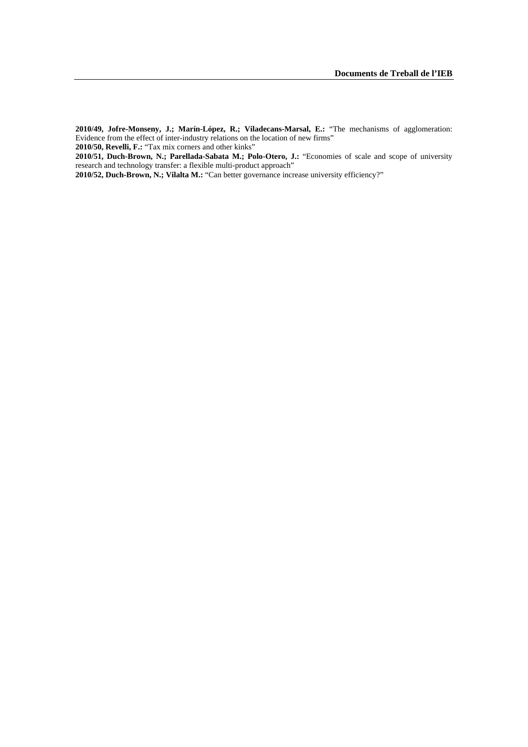**2010/49, Jofre-Monseny, J.; Marín-López, R.; Viladecans-Marsal, E.:** "The mechanisms of agglomeration: Evidence from the effect of inter-industry relations on the location of new firms"

**2010/50, Revelli, F.:** "Tax mix corners and other kinks"

**2010/51, Duch-Brown, N.; Parellada-Sabata M.; Polo-Otero, J.:** "Economies of scale and scope of university research and technology transfer: a flexible multi-product approach"

**2010/52, Duch-Brown, N.; Vilalta M.:** "Can better governance increase university efficiency?"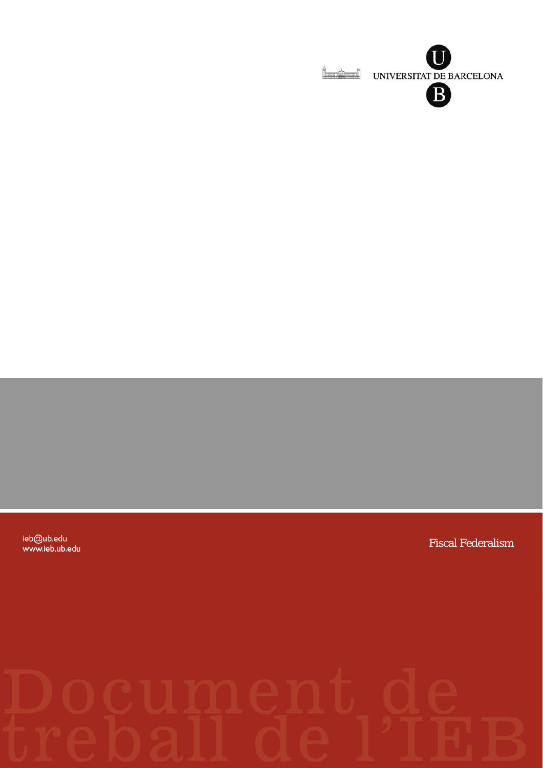UNIVERSITAT DE BARCELONA

ieb@ub.edu
www.ieb.ub.edu

Fiscal Federalism

Document de treball de l'IEB